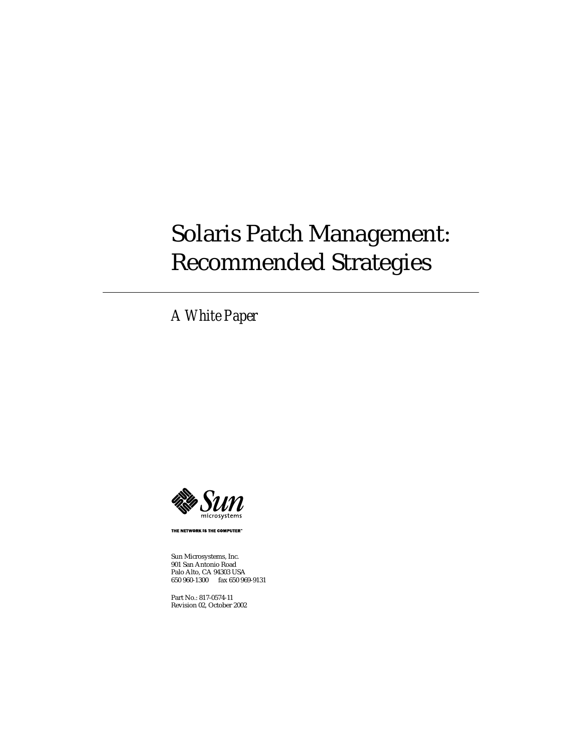# Solaris Patch Management: Recommended Strategies

*A White Paper*

THE NETWORK IS THE COMPUTER™

Sun Microsystems, Inc.
901 San Antonio Road
Palo Alto, CA 94303 USA
650 960-1300 fax 650 969-9131

Part No.: 817-0574-11
Revision 02, October 2002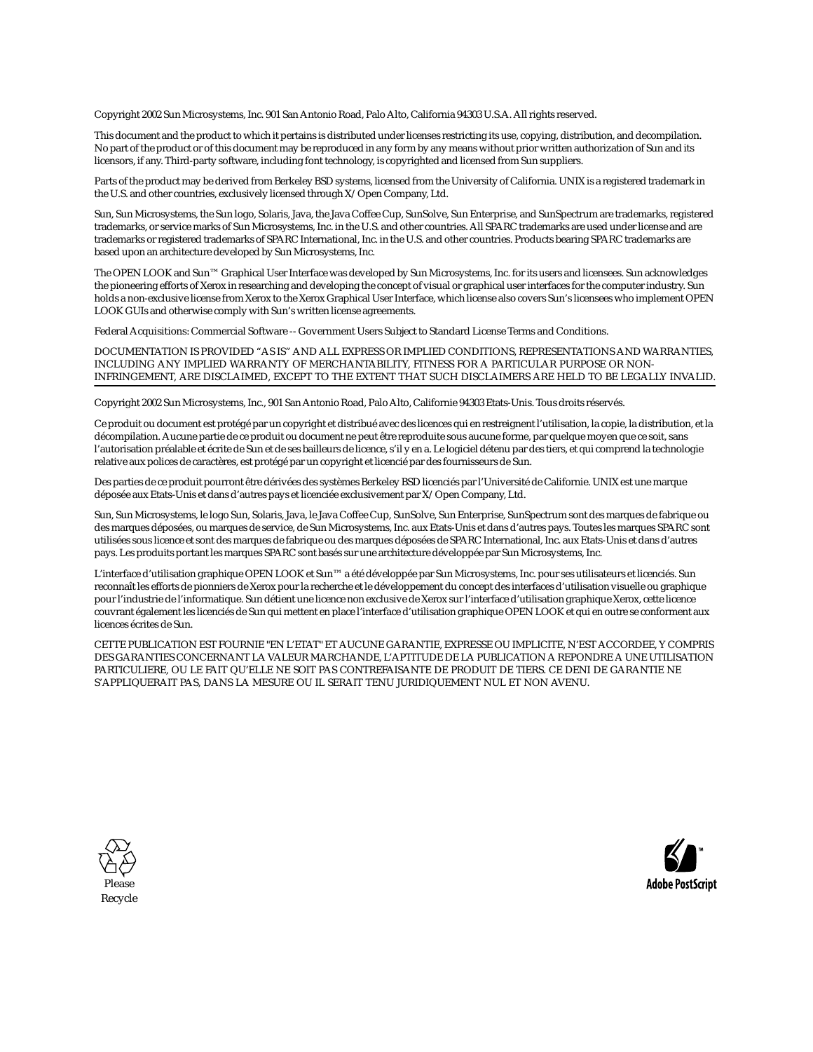Copyright 2002 Sun Microsystems, Inc. 901 San Antonio Road, Palo Alto, California 94303 U.S.A. All rights reserved.

This document and the product to which it pertains is distributed under licenses restricting its use, copying, distribution, and decompilation. No part of the product or of this document may be reproduced in any form by any means without prior written authorization of Sun and its licensors, if any. Third-party software, including font technology, is copyrighted and licensed from Sun suppliers.

Parts of the product may be derived from Berkeley BSD systems, licensed from the University of California. UNIX is a registered trademark in the U.S. and other countries, exclusively licensed through X/Open Company, Ltd.

Sun, Sun Microsystems, the Sun logo, Solaris, Java, the Java Coffee Cup, SunSolve, Sun Enterprise, and SunSpectrum are trademarks, registered trademarks, or service marks of Sun Microsystems, Inc. in the U.S. and other countries. All SPARC trademarks are used under license and are trademarks or registered trademarks of SPARC International, Inc. in the U.S. and other countries. Products bearing SPARC trademarks are based upon an architecture developed by Sun Microsystems, Inc.

The OPEN LOOK and Sun™ Graphical User Interface was developed by Sun Microsystems, Inc. for its users and licensees. Sun acknowledges the pioneering efforts of Xerox in researching and developing the concept of visual or graphical user interfaces for the computer industry. Sun holds a non-exclusive license from Xerox to the Xerox Graphical User Interface, which license also covers Sun's licensees who implement OPEN LOOK GUIs and otherwise comply with Sun's written license agreements.

Federal Acquisitions: Commercial Software -- Government Users Subject to Standard License Terms and Conditions.

DOCUMENTATION IS PROVIDED "AS IS" AND ALL EXPRESS OR IMPLIED CONDITIONS, REPRESENTATIONS AND WARRANTIES, INCLUDING ANY IMPLIED WARRANTY OF MERCHANTABILITY, FITNESS FOR A PARTICULAR PURPOSE OR NON-INFRINGEMENT, ARE DISCLAIMED, EXCEPT TO THE EXTENT THAT SUCH DISCLAIMERS ARE HELD TO BE LEGALLY INVALID.

---

Copyright 2002 Sun Microsystems, Inc., 901 San Antonio Road, Palo Alto, Californie 94303 Etats-Unis. Tous droits réservés.

Ce produit ou document est protégé par un copyright et distribué avec des licences qui en restreignent l'utilisation, la copie, la distribution, et la décompilation. Aucune partie de ce produit ou document ne peut être reproduite sous aucune forme, par quelque moyen que ce soit, sans l'autorisation préalable et écrite de Sun et de ses bailleurs de licence, s'il y en a. Le logiciel détenu par des tiers, et qui comprend la technologie relative aux polices de caractères, est protégé par un copyright et licencié par des fournisseurs de Sun.

Des parties de ce produit pourront être dérivées des systèmes Berkeley BSD licenciés par l'Université de Californie. UNIX est une marque déposée aux Etats-Unis et dans d'autres pays et licenciée exclusivement par X/Open Company, Ltd.

Sun, Sun Microsystems, le logo Sun, Solaris, Java, le Java Coffee Cup, SunSolve, Sun Enterprise, SunSpectrum sont des marques de fabrique ou des marques déposées, ou marques de service, de Sun Microsystems, Inc. aux Etats-Unis et dans d'autres pays. Toutes les marques SPARC sont utilisées sous licence et sont des marques de fabrique ou des marques déposées de SPARC International, Inc. aux Etats-Unis et dans d'autres pays. Les produits portant les marques SPARC sont basés sur une architecture développée par Sun Microsystems, Inc.

L'interface d'utilisation graphique OPEN LOOK et Sun™ a été développée par Sun Microsystems, Inc. pour ses utilisateurs et licenciés. Sun reconnaît les efforts de pionniers de Xerox pour la recherche et le développement du concept des interfaces d'utilisation visuelle ou graphique pour l'industrie de l'informatique. Sun détient une licence non exclusive de Xerox sur l'interface d'utilisation graphique Xerox, cette licence couvrant également les licenciés de Sun qui mettent en place l'interface d'utilisation graphique OPEN LOOK et qui en outre se conforment aux licences écrites de Sun.

CETTE PUBLICATION EST FOURNIE "EN L'ETAT" ET AUCUNE GARANTIE, EXPRESSE OU IMPLICITE, N'EST ACCORDEE, Y COMPRIS DES GARANTIES CONCERNANT LA VALEUR MARCHANDE, L'APTITUDE DE LA PUBLICATION A REPONDRE A UNE UTILISATION PARTICULIERE, OU LE FAIT QU'ELLE NE SOIT PAS CONTREFAISANTE DE PRODUIT DE TIERS. CE DENI DE GARANTIE NE S'APPLIQUERAIT PAS, DANS LA MESURE OU IL SERAIT TENU JURIDIQUEMENT NUL ET NON AVENU.

Please Recycle

Adobe PostScript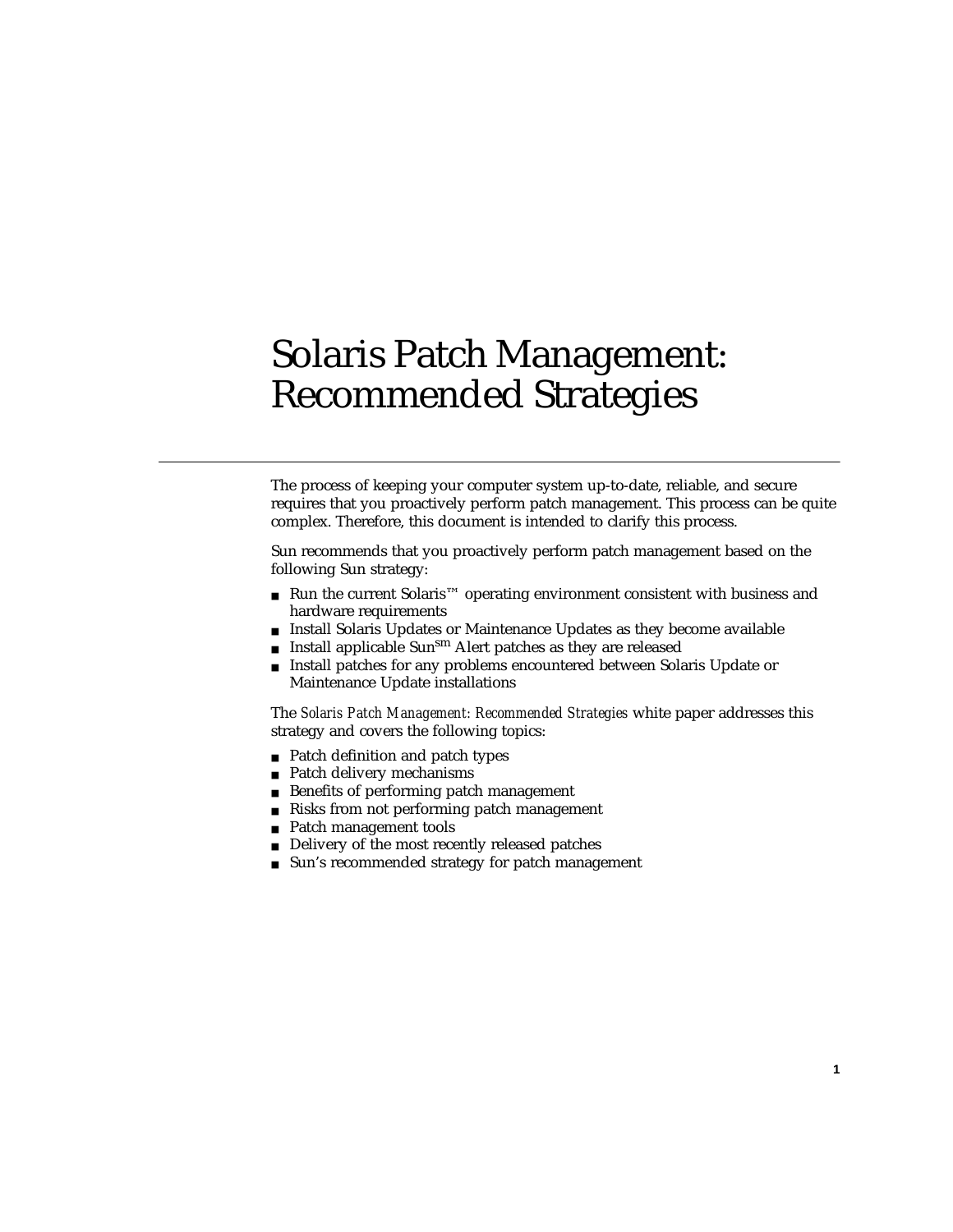# Solaris Patch Management: Recommended Strategies

The process of keeping your computer system up-to-date, reliable, and secure requires that you proactively perform patch management. This process can be quite complex. Therefore, this document is intended to clarify this process.

Sun recommends that you proactively perform patch management based on the following Sun strategy:

- Run the current Solaris™ operating environment consistent with business and hardware requirements
- Install Solaris Updates or Maintenance Updates as they become available
- Install applicable Sun℠ Alert patches as they are released
- Install patches for any problems encountered between Solaris Update or Maintenance Update installations

The *Solaris Patch Management: Recommended Strategies* white paper addresses this strategy and covers the following topics:

- Patch definition and patch types
- Patch delivery mechanisms
- Benefits of performing patch management
- Risks from not performing patch management
- Patch management tools
- Delivery of the most recently released patches
- Sun's recommended strategy for patch management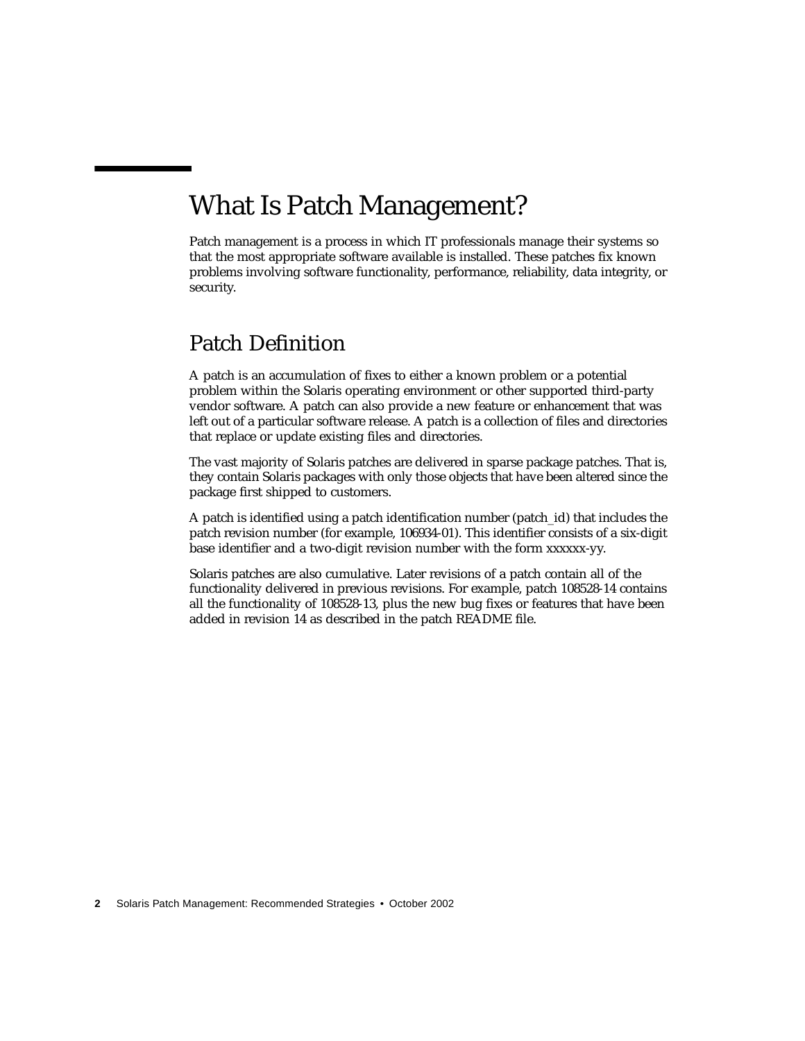# What Is Patch Management?

Patch management is a process in which IT professionals manage their systems so that the most appropriate software available is installed. These patches fix known problems involving software functionality, performance, reliability, data integrity, or security.

## Patch Definition

A patch is an accumulation of fixes to either a known problem or a potential problem within the Solaris operating environment or other supported third-party vendor software. A patch can also provide a new feature or enhancement that was left out of a particular software release. A patch is a collection of files and directories that replace or update existing files and directories.

The vast majority of Solaris patches are delivered in sparse package patches. That is, they contain Solaris packages with only those objects that have been altered since the package first shipped to customers.

A patch is identified using a patch identification number (patch_id) that includes the patch revision number (for example, 106934-01). This identifier consists of a six-digit base identifier and a two-digit revision number with the form xxxxxx-yy.

Solaris patches are also cumulative. Later revisions of a patch contain all of the functionality delivered in previous revisions. For example, patch 108528-14 contains all the functionality of 108528-13, plus the new bug fixes or features that have been added in revision 14 as described in the patch README file.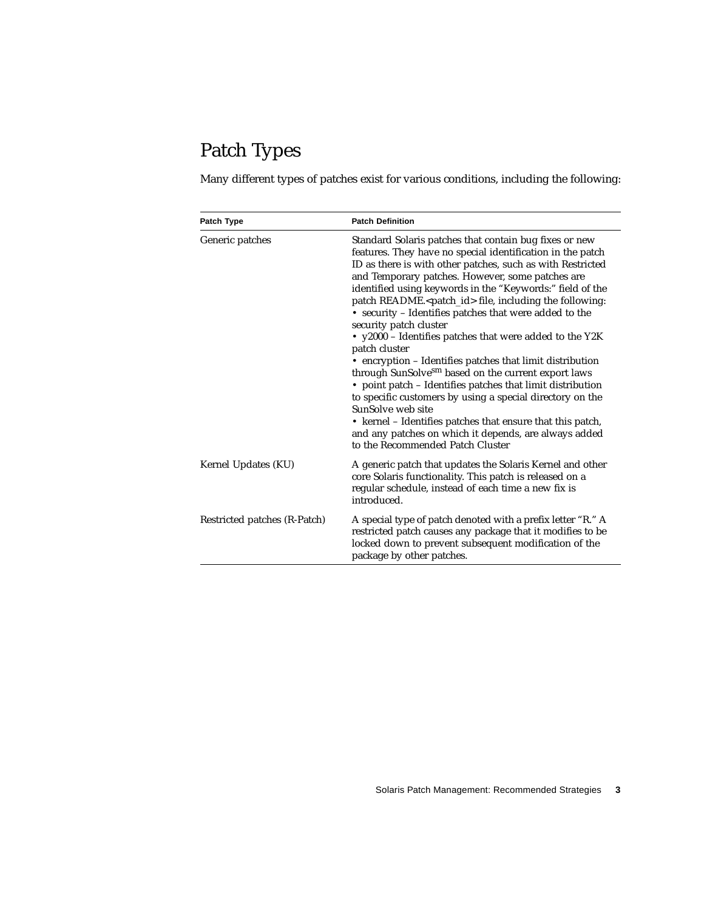## Patch Types

Many different types of patches exist for various conditions, including the following:

| Patch Type | Patch Definition |
| --- | --- |
| Generic patches | Standard Solaris patches that contain bug fixes or new features. They have no special identification in the patch ID as there is with other patches, such as with Restricted and Temporary patches. However, some patches are identified using keywords in the "Keywords:" field of the patch README.<patch_id> file, including the following:<br>• security – Identifies patches that were added to the security patch cluster<br>• y2000 – Identifies patches that were added to the Y2K patch cluster<br>• encryption – Identifies patches that limit distribution through SunSolve[sm] based on the current export laws<br>• point patch – Identifies patches that limit distribution to specific customers by using a special directory on the SunSolve web site<br>• kernel – Identifies patches that ensure that this patch, and any patches on which it depends, are always added to the Recommended Patch Cluster |
| Kernel Updates (KU) | A generic patch that updates the Solaris Kernel and other core Solaris functionality. This patch is released on a regular schedule, instead of each time a new fix is introduced. |
| Restricted patches (R-Patch) | A special type of patch denoted with a prefix letter "R." A restricted patch causes any package that it modifies to be locked down to prevent subsequent modification of the package by other patches. |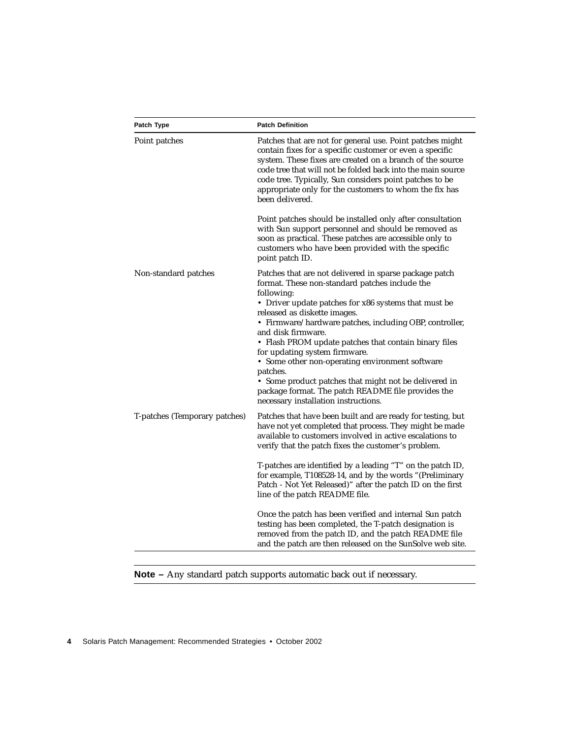| Patch Type | Patch Definition |
|---|---|
| Point patches | Patches that are not for general use. Point patches might contain fixes for a specific customer or even a specific system. These fixes are created on a branch of the source code tree that will not be folded back into the main source code tree. Typically, Sun considers point patches to be appropriate only for the customers to whom the fix has been delivered.<br><br>Point patches should be installed only after consultation with Sun support personnel and should be removed as soon as practical. These patches are accessible only to customers who have been provided with the specific point patch ID. |
| Non-standard patches | Patches that are not delivered in sparse package patch format. These non-standard patches include the following:<br>• Driver update patches for x86 systems that must be released as diskette images.<br>• Firmware/hardware patches, including OBP, controller, and disk firmware.<br>• Flash PROM update patches that contain binary files for updating system firmware.<br>• Some other non-operating environment software patches.<br>• Some product patches that might not be delivered in package format. The patch README file provides the necessary installation instructions. |
| T-patches (Temporary patches) | Patches that have been built and are ready for testing, but have not yet completed that process. They might be made available to customers involved in active escalations to verify that the patch fixes the customer's problem.<br><br>T-patches are identified by a leading "T" on the patch ID, for example, T108528-14, and by the words "(Preliminary Patch - Not Yet Released)" after the patch ID on the first line of the patch README file.<br><br>Once the patch has been verified and internal Sun patch testing has been completed, the T-patch designation is removed from the patch ID, and the patch README file and the patch are then released on the SunSolve web site. |

**Note –** Any standard patch supports automatic back out if necessary.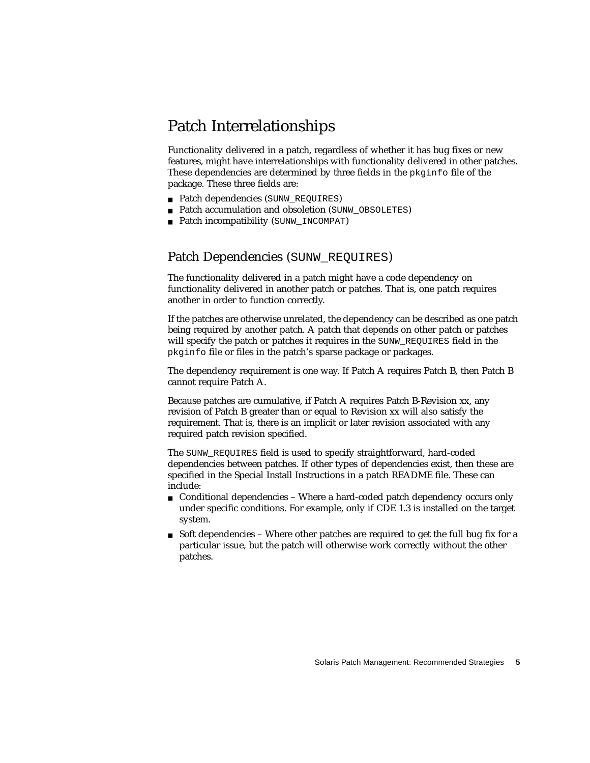# Patch Interrelationships

Functionality delivered in a patch, regardless of whether it has bug fixes or new features, might have interrelationships with functionality delivered in other patches. These dependencies are determined by three fields in the `pkginfo` file of the package. These three fields are:

- Patch dependencies (`SUNW_REQUIRES`)
- Patch accumulation and obsoletion (`SUNW_OBSOLETES`)
- Patch incompatibility (`SUNW_INCOMPAT`)

## Patch Dependencies (`SUNW_REQUIRES`)

The functionality delivered in a patch might have a code dependency on functionality delivered in another patch or patches. That is, one patch requires another in order to function correctly.

If the patches are otherwise unrelated, the dependency can be described as one patch being required by another patch. A patch that depends on other patch or patches will specify the patch or patches it requires in the `SUNW_REQUIRES` field in the `pkginfo` file or files in the patch's sparse package or packages.

The dependency requirement is one way. If Patch A requires Patch B, then Patch B cannot require Patch A.

Because patches are cumulative, if Patch A requires Patch B-Revision xx, any revision of Patch B greater than or equal to Revision xx will also satisfy the requirement. That is, there is an implicit or later revision associated with any required patch revision specified.

The `SUNW_REQUIRES` field is used to specify straightforward, hard-coded dependencies between patches. If other types of dependencies exist, then these are specified in the Special Install Instructions in a patch README file. These can include:

- Conditional dependencies – Where a hard-coded patch dependency occurs only under specific conditions. For example, only if CDE 1.3 is installed on the target system.
- Soft dependencies – Where other patches are required to get the full bug fix for a particular issue, but the patch will otherwise work correctly without the other patches.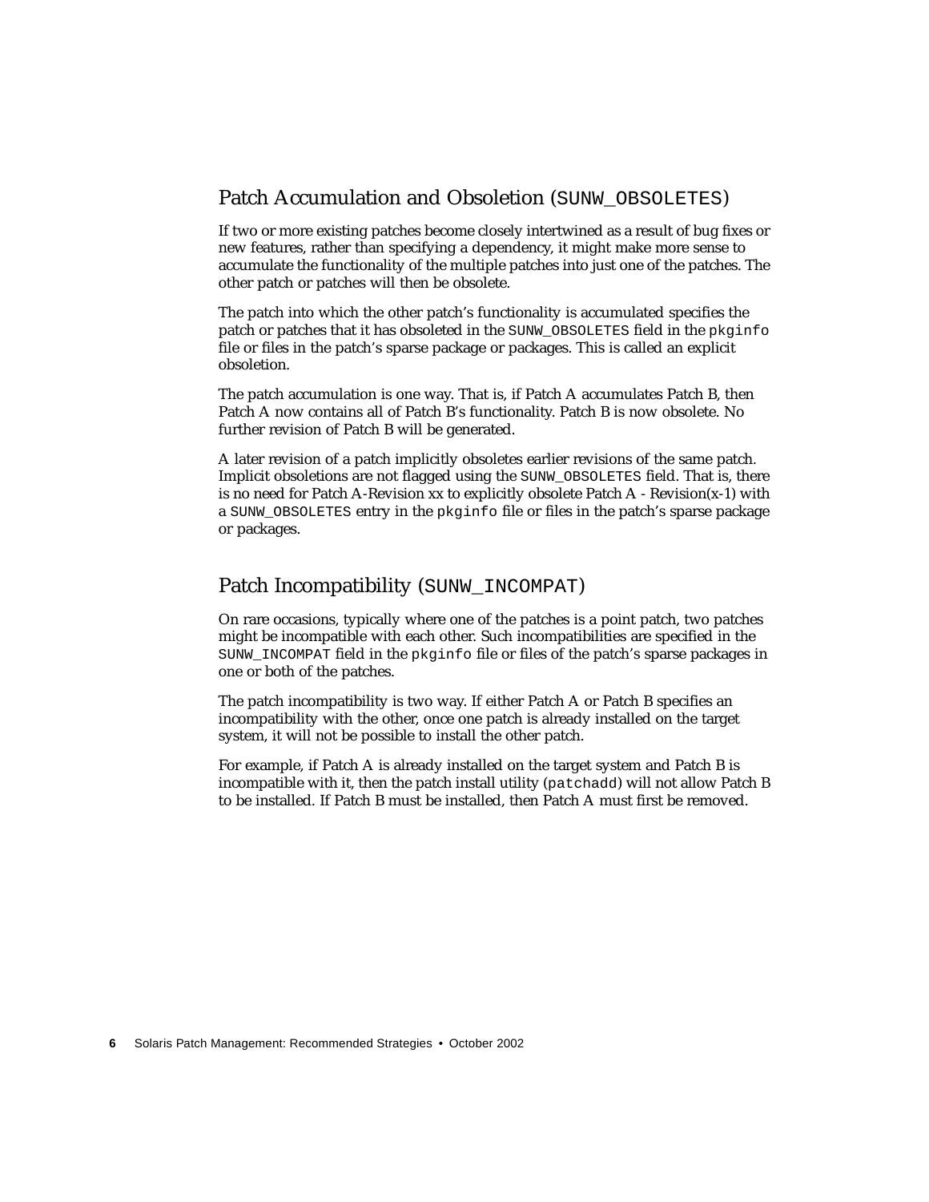## Patch Accumulation and Obsoletion (`SUNW_OBSOLETES`)

If two or more existing patches become closely intertwined as a result of bug fixes or new features, rather than specifying a dependency, it might make more sense to accumulate the functionality of the multiple patches into just one of the patches. The other patch or patches will then be obsolete.

The patch into which the other patch's functionality is accumulated specifies the patch or patches that it has obsoleted in the `SUNW_OBSOLETES` field in the `pkginfo` file or files in the patch's sparse package or packages. This is called an explicit obsoletion.

The patch accumulation is one way. That is, if Patch A accumulates Patch B, then Patch A now contains all of Patch B's functionality. Patch B is now obsolete. No further revision of Patch B will be generated.

A later revision of a patch implicitly obsoletes earlier revisions of the same patch. Implicit obsoletions are not flagged using the `SUNW_OBSOLETES` field. That is, there is no need for Patch A-Revision xx to explicitly obsolete Patch A - Revision(x-1) with a `SUNW_OBSOLETES` entry in the `pkginfo` file or files in the patch's sparse package or packages.

## Patch Incompatibility (`SUNW_INCOMPAT`)

On rare occasions, typically where one of the patches is a point patch, two patches might be incompatible with each other. Such incompatibilities are specified in the `SUNW_INCOMPAT` field in the `pkginfo` file or files of the patch's sparse packages in one or both of the patches.

The patch incompatibility is two way. If either Patch A or Patch B specifies an incompatibility with the other, once one patch is already installed on the target system, it will not be possible to install the other patch.

For example, if Patch A is already installed on the target system and Patch B is incompatible with it, then the patch install utility (`patchadd`) will not allow Patch B to be installed. If Patch B must be installed, then Patch A must first be removed.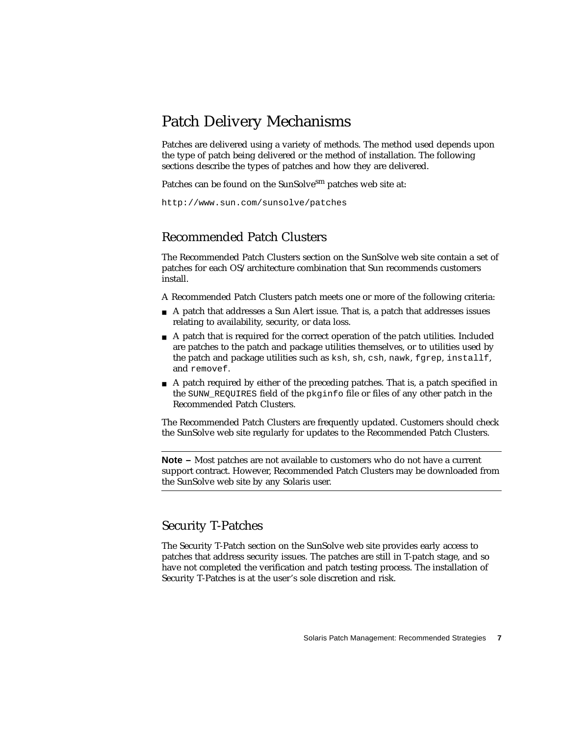# Patch Delivery Mechanisms

Patches are delivered using a variety of methods. The method used depends upon the type of patch being delivered or the method of installation. The following sections describe the types of patches and how they are delivered.

Patches can be found on the SunSolve[sm] patches web site at:

```
http://www.sun.com/sunsolve/patches
```

## Recommended Patch Clusters

The Recommended Patch Clusters section on the SunSolve web site contain a set of patches for each OS/architecture combination that Sun recommends customers install.

A Recommended Patch Clusters patch meets one or more of the following criteria:

- A patch that addresses a Sun Alert issue. That is, a patch that addresses issues relating to availability, security, or data loss.
- A patch that is required for the correct operation of the patch utilities. Included are patches to the patch and package utilities themselves, or to utilities used by the patch and package utilities such as `ksh`, `sh`, `csh`, `nawk`, `fgrep`, `installf`, and `removef`.
- A patch required by either of the preceding patches. That is, a patch specified in the `SUNW_REQUIRES` field of the `pkginfo` file or files of any other patch in the Recommended Patch Clusters.

The Recommended Patch Clusters are frequently updated. Customers should check the SunSolve web site regularly for updates to the Recommended Patch Clusters.

---

**Note –** Most patches are not available to customers who do not have a current support contract. However, Recommended Patch Clusters may be downloaded from the SunSolve web site by any Solaris user.

---

## Security T-Patches

The Security T-Patch section on the SunSolve web site provides early access to patches that address security issues. The patches are still in T-patch stage, and so have not completed the verification and patch testing process. The installation of Security T-Patches is at the user's sole discretion and risk.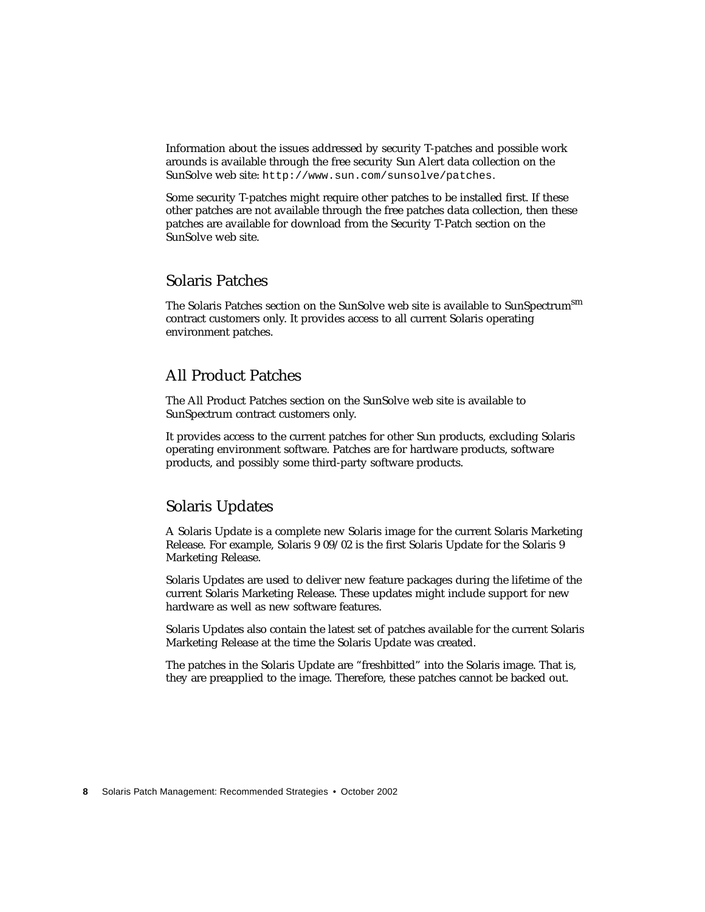Information about the issues addressed by security T-patches and possible work arounds is available through the free security Sun Alert data collection on the SunSolve web site: `http://www.sun.com/sunsolve/patches`.

Some security T-patches might require other patches to be installed first. If these other patches are not available through the free patches data collection, then these patches are available for download from the Security T-Patch section on the SunSolve web site.

## Solaris Patches

The Solaris Patches section on the SunSolve web site is available to SunSpectrum$^{sm}$ contract customers only. It provides access to all current Solaris operating environment patches.

## All Product Patches

The All Product Patches section on the SunSolve web site is available to SunSpectrum contract customers only.

It provides access to the current patches for other Sun products, excluding Solaris operating environment software. Patches are for hardware products, software products, and possibly some third-party software products.

## Solaris Updates

A Solaris Update is a complete new Solaris image for the current Solaris Marketing Release. For example, Solaris 9 09/02 is the first Solaris Update for the Solaris 9 Marketing Release.

Solaris Updates are used to deliver new feature packages during the lifetime of the current Solaris Marketing Release. These updates might include support for new hardware as well as new software features.

Solaris Updates also contain the latest set of patches available for the current Solaris Marketing Release at the time the Solaris Update was created.

The patches in the Solaris Update are "freshbitted" into the Solaris image. That is, they are preapplied to the image. Therefore, these patches cannot be backed out.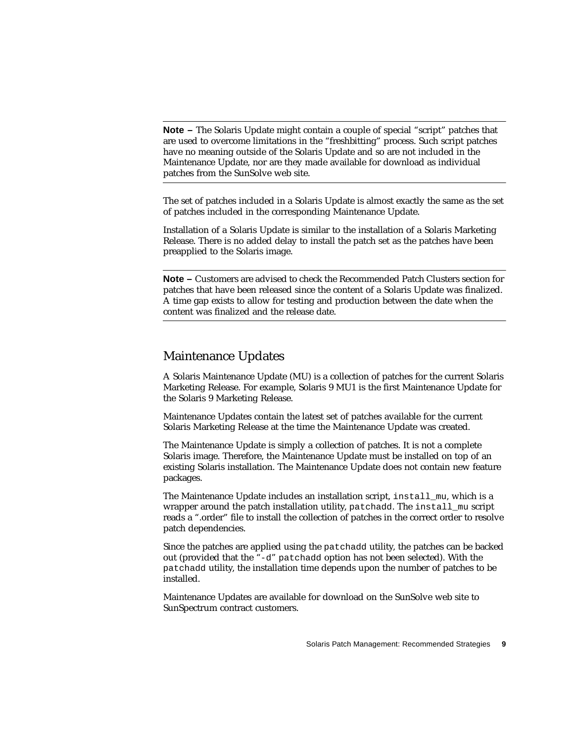---

**Note –** The Solaris Update might contain a couple of special "script" patches that are used to overcome limitations in the "freshbitting" process. Such script patches have no meaning outside of the Solaris Update and so are not included in the Maintenance Update, nor are they made available for download as individual patches from the SunSolve web site.

---

The set of patches included in a Solaris Update is almost exactly the same as the set of patches included in the corresponding Maintenance Update.

Installation of a Solaris Update is similar to the installation of a Solaris Marketing Release. There is no added delay to install the patch set as the patches have been preapplied to the Solaris image.

---

**Note –** Customers are advised to check the Recommended Patch Clusters section for patches that have been released since the content of a Solaris Update was finalized. A time gap exists to allow for testing and production between the date when the content was finalized and the release date.

---

## Maintenance Updates

A Solaris Maintenance Update (MU) is a collection of patches for the current Solaris Marketing Release. For example, Solaris 9 MU1 is the first Maintenance Update for the Solaris 9 Marketing Release.

Maintenance Updates contain the latest set of patches available for the current Solaris Marketing Release at the time the Maintenance Update was created.

The Maintenance Update is simply a collection of patches. It is not a complete Solaris image. Therefore, the Maintenance Update must be installed on top of an existing Solaris installation. The Maintenance Update does not contain new feature packages.

The Maintenance Update includes an installation script, `install_mu`, which is a wrapper around the patch installation utility, `patchadd`. The `install_mu` script reads a ".order" file to install the collection of patches in the correct order to resolve patch dependencies.

Since the patches are applied using the `patchadd` utility, the patches can be backed out (provided that the "`-d`" `patchadd` option has not been selected). With the `patchadd` utility, the installation time depends upon the number of patches to be installed.

Maintenance Updates are available for download on the SunSolve web site to SunSpectrum contract customers.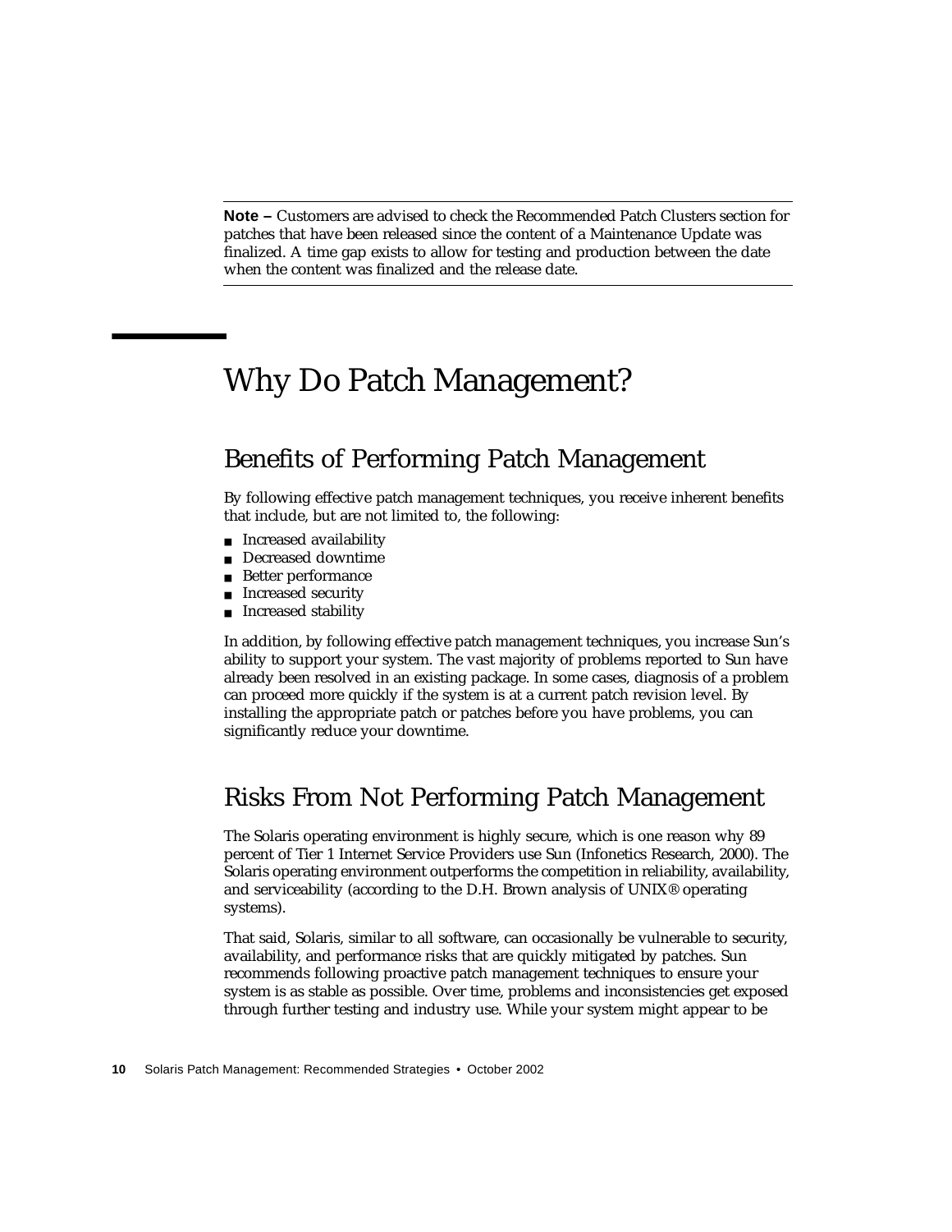**Note –** Customers are advised to check the Recommended Patch Clusters section for patches that have been released since the content of a Maintenance Update was finalized. A time gap exists to allow for testing and production between the date when the content was finalized and the release date.

# Why Do Patch Management?

## Benefits of Performing Patch Management

By following effective patch management techniques, you receive inherent benefits that include, but are not limited to, the following:

- Increased availability
- Decreased downtime
- Better performance
- Increased security
- Increased stability

In addition, by following effective patch management techniques, you increase Sun's ability to support your system. The vast majority of problems reported to Sun have already been resolved in an existing package. In some cases, diagnosis of a problem can proceed more quickly if the system is at a current patch revision level. By installing the appropriate patch or patches before you have problems, you can significantly reduce your downtime.

## Risks From Not Performing Patch Management

The Solaris operating environment is highly secure, which is one reason why 89 percent of Tier 1 Internet Service Providers use Sun (Infonetics Research, 2000). The Solaris operating environment outperforms the competition in reliability, availability, and serviceability (according to the D.H. Brown analysis of UNIX® operating systems).

That said, Solaris, similar to all software, can occasionally be vulnerable to security, availability, and performance risks that are quickly mitigated by patches. Sun recommends following proactive patch management techniques to ensure your system is as stable as possible. Over time, problems and inconsistencies get exposed through further testing and industry use. While your system might appear to be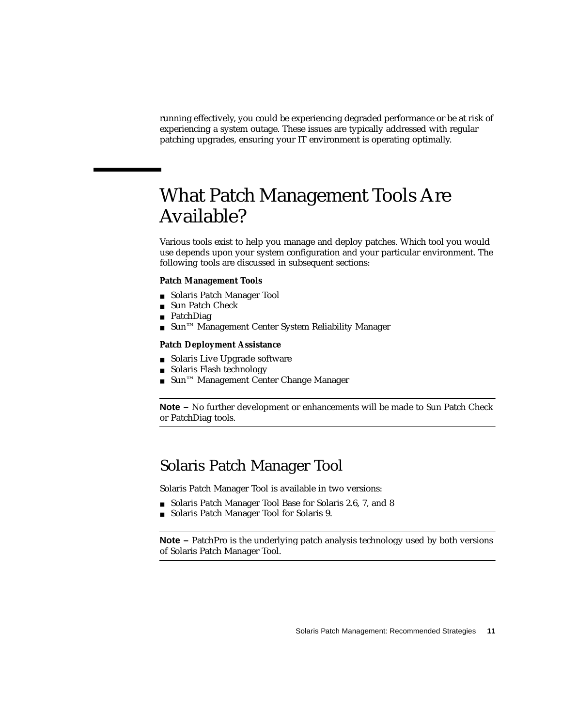running effectively, you could be experiencing degraded performance or be at risk of experiencing a system outage. These issues are typically addressed with regular patching upgrades, ensuring your IT environment is operating optimally.

# What Patch Management Tools Are Available?

Various tools exist to help you manage and deploy patches. Which tool you would use depends upon your system configuration and your particular environment. The following tools are discussed in subsequent sections:

**Patch Management Tools**

- Solaris Patch Manager Tool
- Sun Patch Check
- PatchDiag
- Sun™ Management Center System Reliability Manager

**Patch Deployment Assistance**

- Solaris Live Upgrade software
- Solaris Flash technology
- Sun™ Management Center Change Manager

---

**Note –** No further development or enhancements will be made to Sun Patch Check or PatchDiag tools.

---

## Solaris Patch Manager Tool

Solaris Patch Manager Tool is available in two versions:

- Solaris Patch Manager Tool Base for Solaris 2.6, 7, and 8
- Solaris Patch Manager Tool for Solaris 9.

---

**Note –** PatchPro is the underlying patch analysis technology used by both versions of Solaris Patch Manager Tool.

---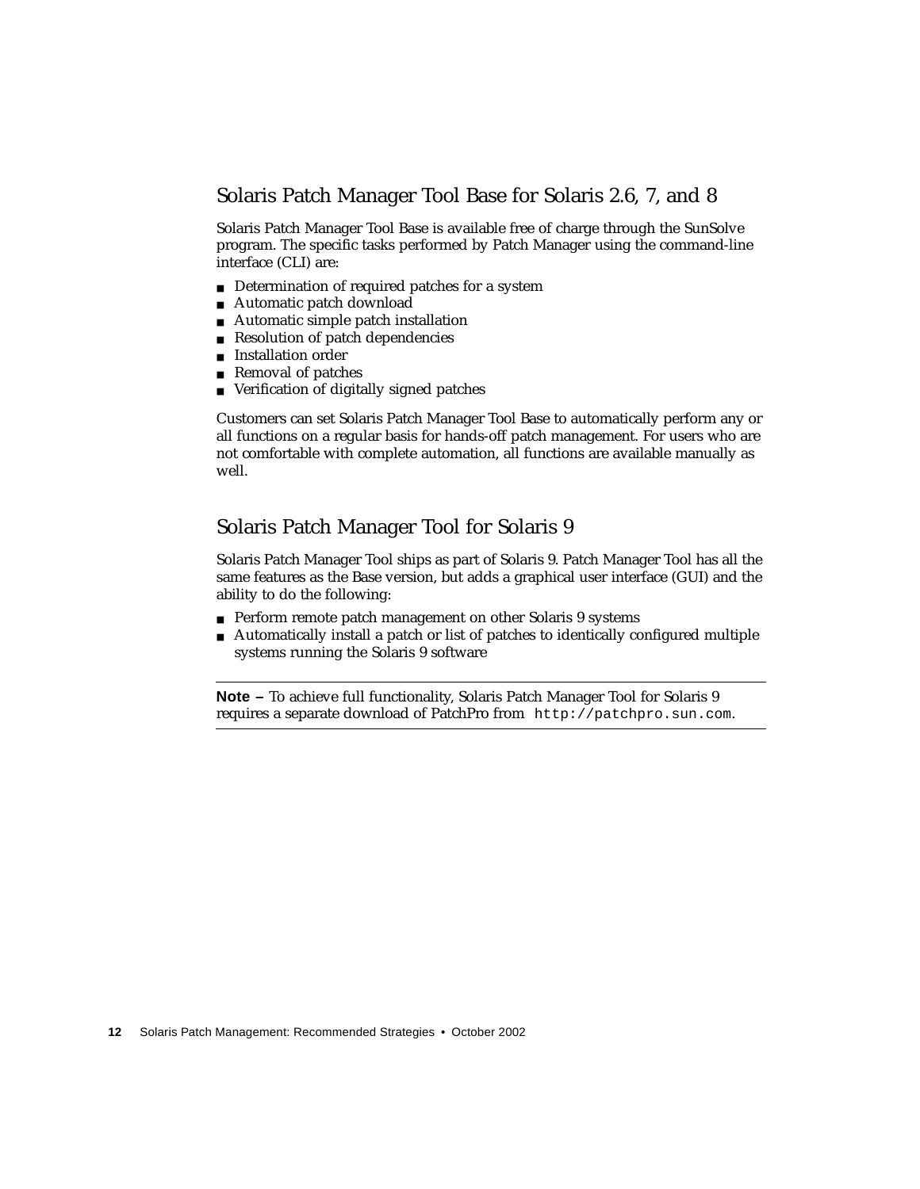## Solaris Patch Manager Tool Base for Solaris 2.6, 7, and 8

Solaris Patch Manager Tool Base is available free of charge through the SunSolve program. The specific tasks performed by Patch Manager using the command-line interface (CLI) are:

- Determination of required patches for a system
- Automatic patch download
- Automatic simple patch installation
- Resolution of patch dependencies
- Installation order
- Removal of patches
- Verification of digitally signed patches

Customers can set Solaris Patch Manager Tool Base to automatically perform any or all functions on a regular basis for hands-off patch management. For users who are not comfortable with complete automation, all functions are available manually as well.

## Solaris Patch Manager Tool for Solaris 9

Solaris Patch Manager Tool ships as part of Solaris 9. Patch Manager Tool has all the same features as the Base version, but adds a graphical user interface (GUI) and the ability to do the following:

- Perform remote patch management on other Solaris 9 systems
- Automatically install a patch or list of patches to identically configured multiple systems running the Solaris 9 software

---

**Note –** To achieve full functionality, Solaris Patch Manager Tool for Solaris 9 requires a separate download of PatchPro from `http://patchpro.sun.com`.

---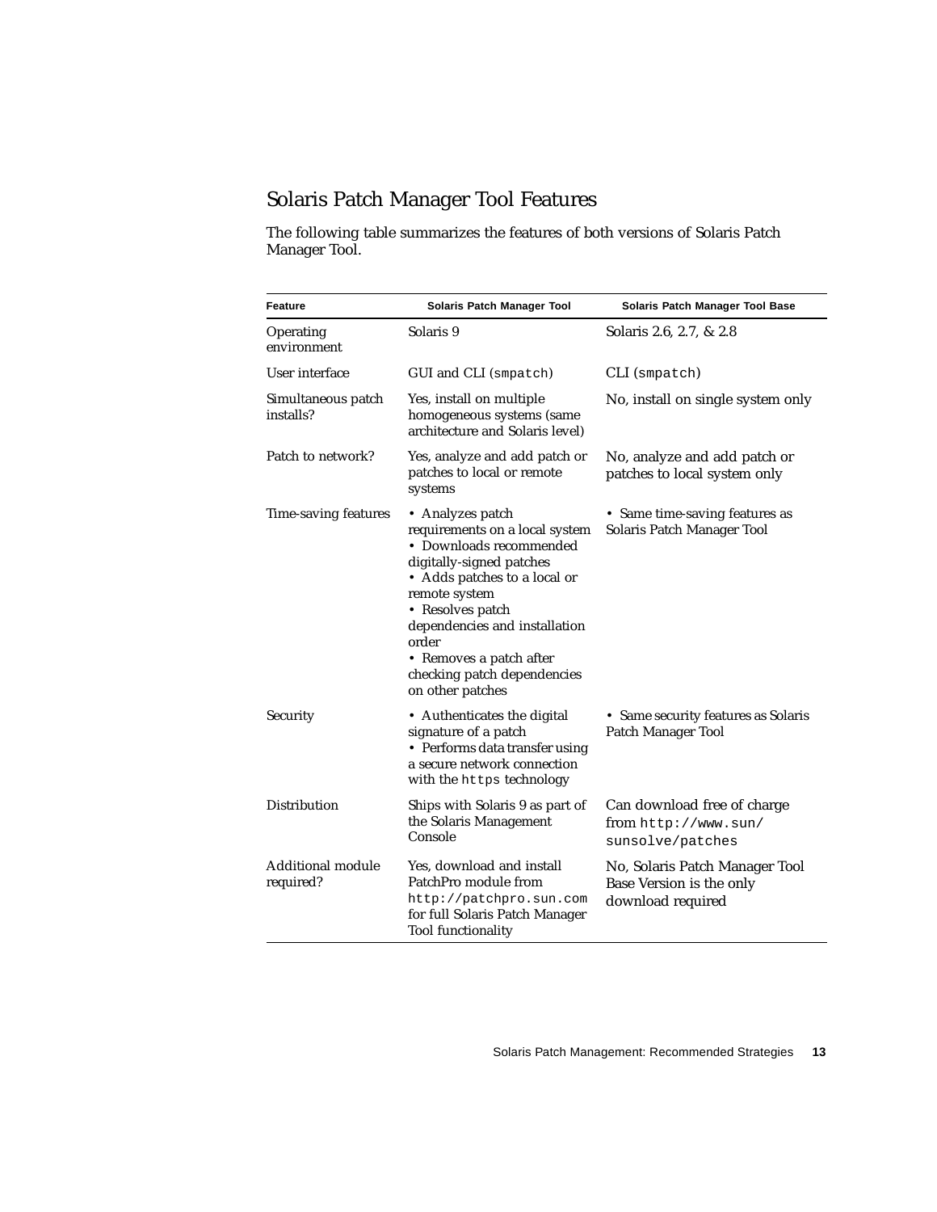## Solaris Patch Manager Tool Features

The following table summarizes the features of both versions of Solaris Patch Manager Tool.

| Feature | Solaris Patch Manager Tool | Solaris Patch Manager Tool Base |
|---|---|---|
| Operating environment | Solaris 9 | Solaris 2.6, 2.7, & 2.8 |
| User interface | GUI and CLI (`smpatch`) | CLI (`smpatch`) |
| Simultaneous patch installs? | Yes, install on multiple homogeneous systems (same architecture and Solaris level) | No, install on single system only |
| Patch to network? | Yes, analyze and add patch or patches to local or remote systems | No, analyze and add patch or patches to local system only |
| Time-saving features | • Analyzes patch requirements on a local system<br>• Downloads recommended digitally-signed patches<br>• Adds patches to a local or remote system<br>• Resolves patch dependencies and installation order<br>• Removes a patch after checking patch dependencies on other patches | • Same time-saving features as Solaris Patch Manager Tool |
| Security | • Authenticates the digital signature of a patch<br>• Performs data transfer using a secure network connection with the `https` technology | • Same security features as Solaris Patch Manager Tool |
| Distribution | Ships with Solaris 9 as part of the Solaris Management Console | Can download free of charge from `http://www.sun/sunsolve/patches` |
| Additional module required? | Yes, download and install PatchPro module from `http://patchpro.sun.com` for full Solaris Patch Manager Tool functionality | No, Solaris Patch Manager Tool Base Version is the only download required |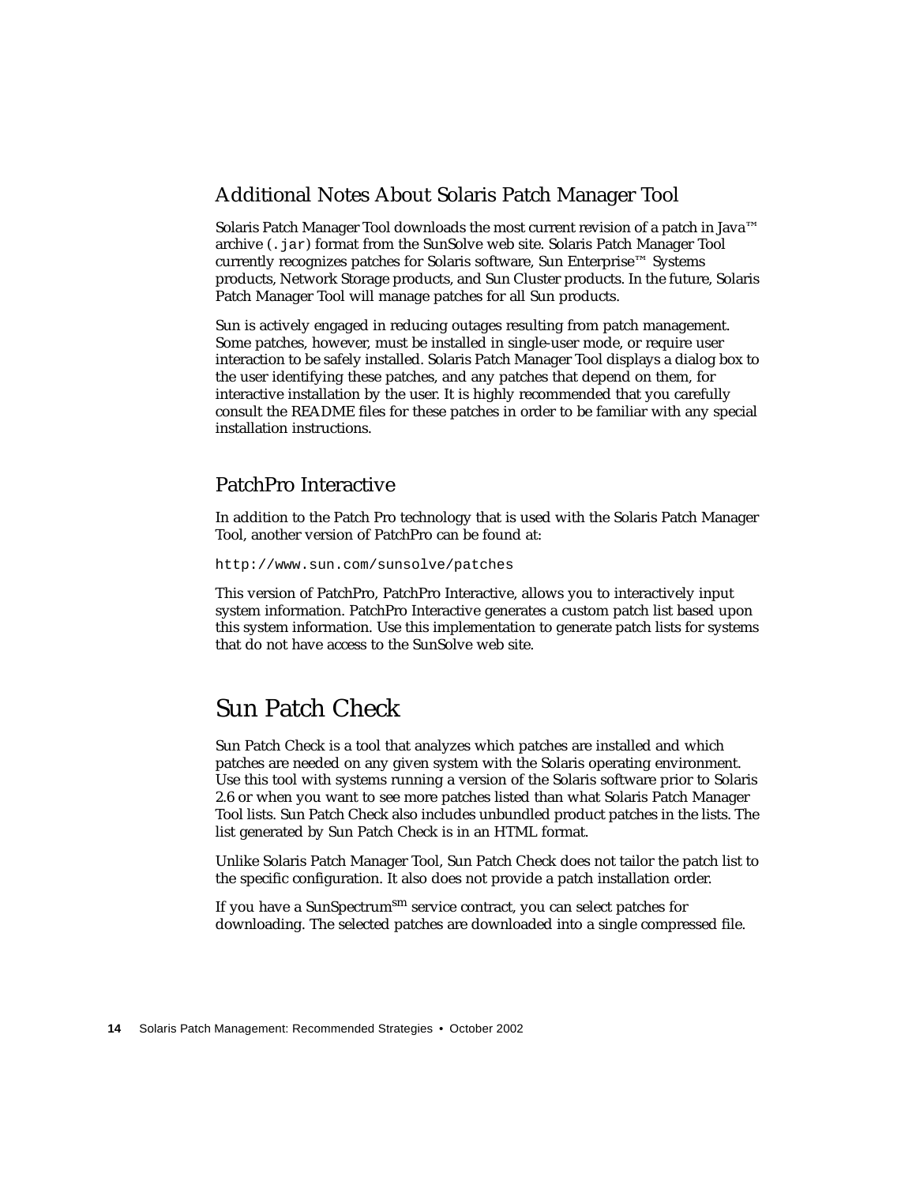### Additional Notes About Solaris Patch Manager Tool

Solaris Patch Manager Tool downloads the most current revision of a patch in Java™ archive (`.jar`) format from the SunSolve web site. Solaris Patch Manager Tool currently recognizes patches for Solaris software, Sun Enterprise™ Systems products, Network Storage products, and Sun Cluster products. In the future, Solaris Patch Manager Tool will manage patches for all Sun products.

Sun is actively engaged in reducing outages resulting from patch management. Some patches, however, must be installed in single-user mode, or require user interaction to be safely installed. Solaris Patch Manager Tool displays a dialog box to the user identifying these patches, and any patches that depend on them, for interactive installation by the user. It is highly recommended that you carefully consult the README files for these patches in order to be familiar with any special installation instructions.

### PatchPro Interactive

In addition to the Patch Pro technology that is used with the Solaris Patch Manager Tool, another version of PatchPro can be found at:

```
http://www.sun.com/sunsolve/patches
```

This version of PatchPro, PatchPro Interactive, allows you to interactively input system information. PatchPro Interactive generates a custom patch list based upon this system information. Use this implementation to generate patch lists for systems that do not have access to the SunSolve web site.

## Sun Patch Check

Sun Patch Check is a tool that analyzes which patches are installed and which patches are needed on any given system with the Solaris operating environment. Use this tool with systems running a version of the Solaris software prior to Solaris 2.6 or when you want to see more patches listed than what Solaris Patch Manager Tool lists. Sun Patch Check also includes unbundled product patches in the lists. The list generated by Sun Patch Check is in an HTML format.

Unlike Solaris Patch Manager Tool, Sun Patch Check does not tailor the patch list to the specific configuration. It also does not provide a patch installation order.

If you have a SunSpectrum℠ service contract, you can select patches for downloading. The selected patches are downloaded into a single compressed file.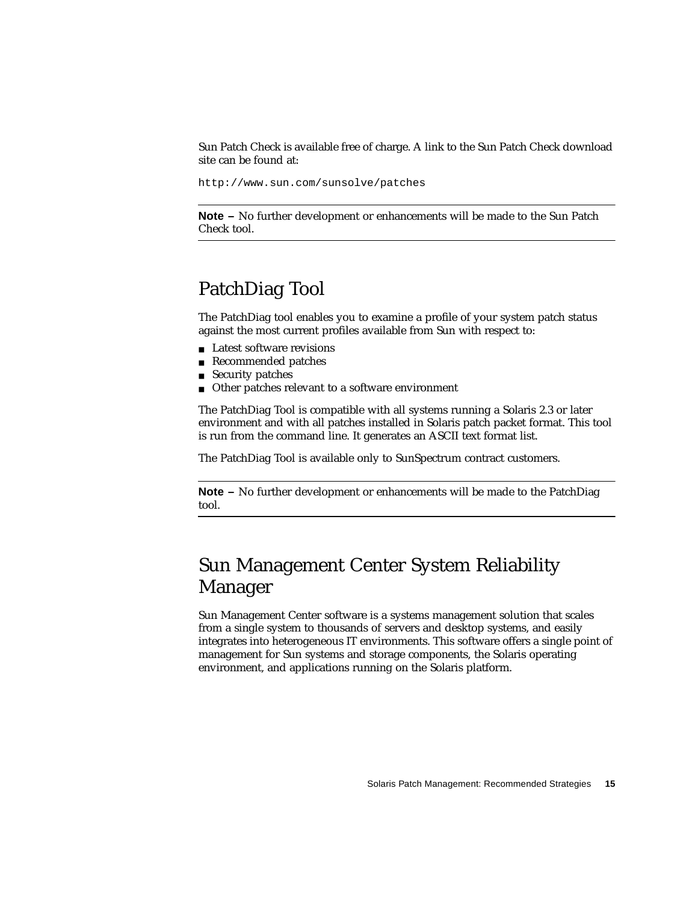Sun Patch Check is available free of charge. A link to the Sun Patch Check download site can be found at:

```
http://www.sun.com/sunsolve/patches
```

---

**Note –** No further development or enhancements will be made to the Sun Patch Check tool.

---

## PatchDiag Tool

The PatchDiag tool enables you to examine a profile of your system patch status against the most current profiles available from Sun with respect to:

- Latest software revisions
- Recommended patches
- Security patches
- Other patches relevant to a software environment

The PatchDiag Tool is compatible with all systems running a Solaris 2.3 or later environment and with all patches installed in Solaris patch packet format. This tool is run from the command line. It generates an ASCII text format list.

The PatchDiag Tool is available only to SunSpectrum contract customers.

---

**Note –** No further development or enhancements will be made to the PatchDiag tool.

---

## Sun Management Center System Reliability Manager

Sun Management Center software is a systems management solution that scales from a single system to thousands of servers and desktop systems, and easily integrates into heterogeneous IT environments. This software offers a single point of management for Sun systems and storage components, the Solaris operating environment, and applications running on the Solaris platform.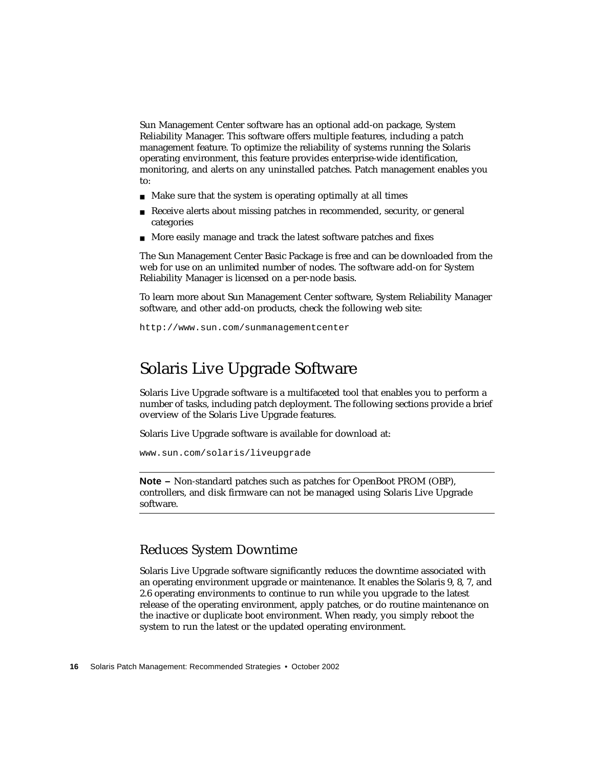Sun Management Center software has an optional add-on package, System Reliability Manager. This software offers multiple features, including a patch management feature. To optimize the reliability of systems running the Solaris operating environment, this feature provides enterprise-wide identification, monitoring, and alerts on any uninstalled patches. Patch management enables you to:

- Make sure that the system is operating optimally at all times
- Receive alerts about missing patches in recommended, security, or general categories
- More easily manage and track the latest software patches and fixes

The Sun Management Center Basic Package is free and can be downloaded from the web for use on an unlimited number of nodes. The software add-on for System Reliability Manager is licensed on a per-node basis.

To learn more about Sun Management Center software, System Reliability Manager software, and other add-on products, check the following web site:

```
http://www.sun.com/sunmanagementcenter
```

## Solaris Live Upgrade Software

Solaris Live Upgrade software is a multifaceted tool that enables you to perform a number of tasks, including patch deployment. The following sections provide a brief overview of the Solaris Live Upgrade features.

Solaris Live Upgrade software is available for download at:

```
www.sun.com/solaris/liveupgrade
```

---

**Note –** Non-standard patches such as patches for OpenBoot PROM (OBP), controllers, and disk firmware can not be managed using Solaris Live Upgrade software.

---

### Reduces System Downtime

Solaris Live Upgrade software significantly reduces the downtime associated with an operating environment upgrade or maintenance. It enables the Solaris 9, 8, 7, and 2.6 operating environments to continue to run while you upgrade to the latest release of the operating environment, apply patches, or do routine maintenance on the inactive or duplicate boot environment. When ready, you simply reboot the system to run the latest or the updated operating environment.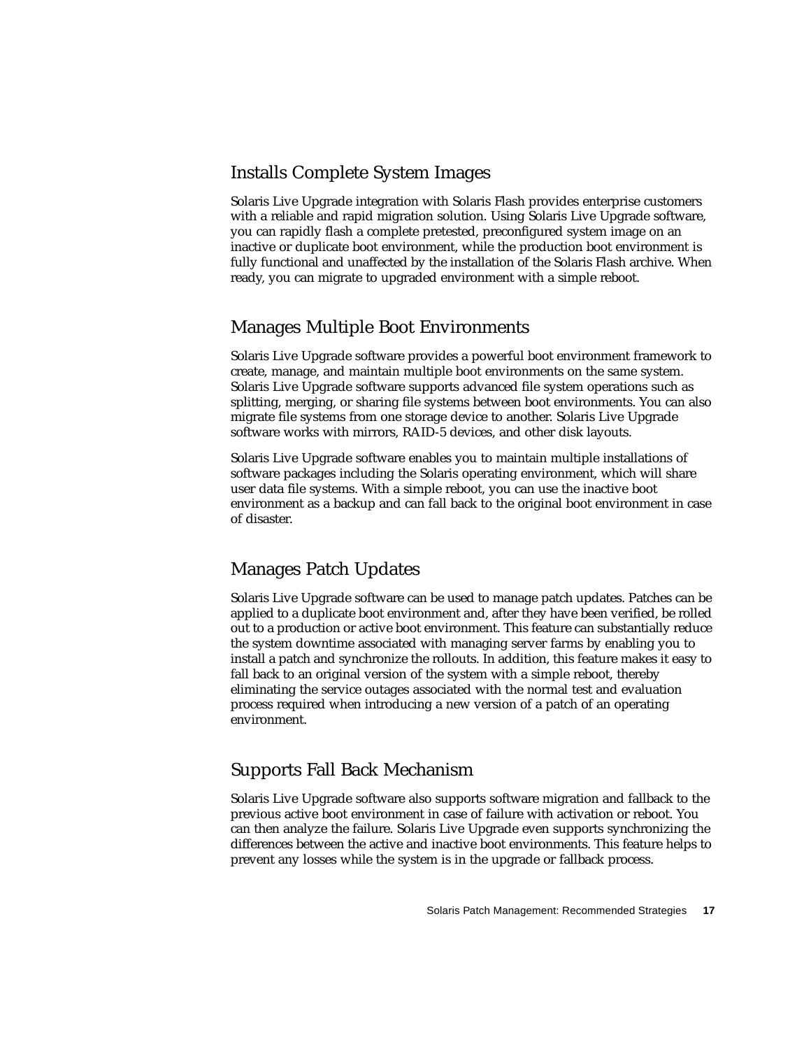## Installs Complete System Images

Solaris Live Upgrade integration with Solaris Flash provides enterprise customers with a reliable and rapid migration solution. Using Solaris Live Upgrade software, you can rapidly flash a complete pretested, preconfigured system image on an inactive or duplicate boot environment, while the production boot environment is fully functional and unaffected by the installation of the Solaris Flash archive. When ready, you can migrate to upgraded environment with a simple reboot.

## Manages Multiple Boot Environments

Solaris Live Upgrade software provides a powerful boot environment framework to create, manage, and maintain multiple boot environments on the same system. Solaris Live Upgrade software supports advanced file system operations such as splitting, merging, or sharing file systems between boot environments. You can also migrate file systems from one storage device to another. Solaris Live Upgrade software works with mirrors, RAID-5 devices, and other disk layouts.

Solaris Live Upgrade software enables you to maintain multiple installations of software packages including the Solaris operating environment, which will share user data file systems. With a simple reboot, you can use the inactive boot environment as a backup and can fall back to the original boot environment in case of disaster.

## Manages Patch Updates

Solaris Live Upgrade software can be used to manage patch updates. Patches can be applied to a duplicate boot environment and, after they have been verified, be rolled out to a production or active boot environment. This feature can substantially reduce the system downtime associated with managing server farms by enabling you to install a patch and synchronize the rollouts. In addition, this feature makes it easy to fall back to an original version of the system with a simple reboot, thereby eliminating the service outages associated with the normal test and evaluation process required when introducing a new version of a patch of an operating environment.

## Supports Fall Back Mechanism

Solaris Live Upgrade software also supports software migration and fallback to the previous active boot environment in case of failure with activation or reboot. You can then analyze the failure. Solaris Live Upgrade even supports synchronizing the differences between the active and inactive boot environments. This feature helps to prevent any losses while the system is in the upgrade or fallback process.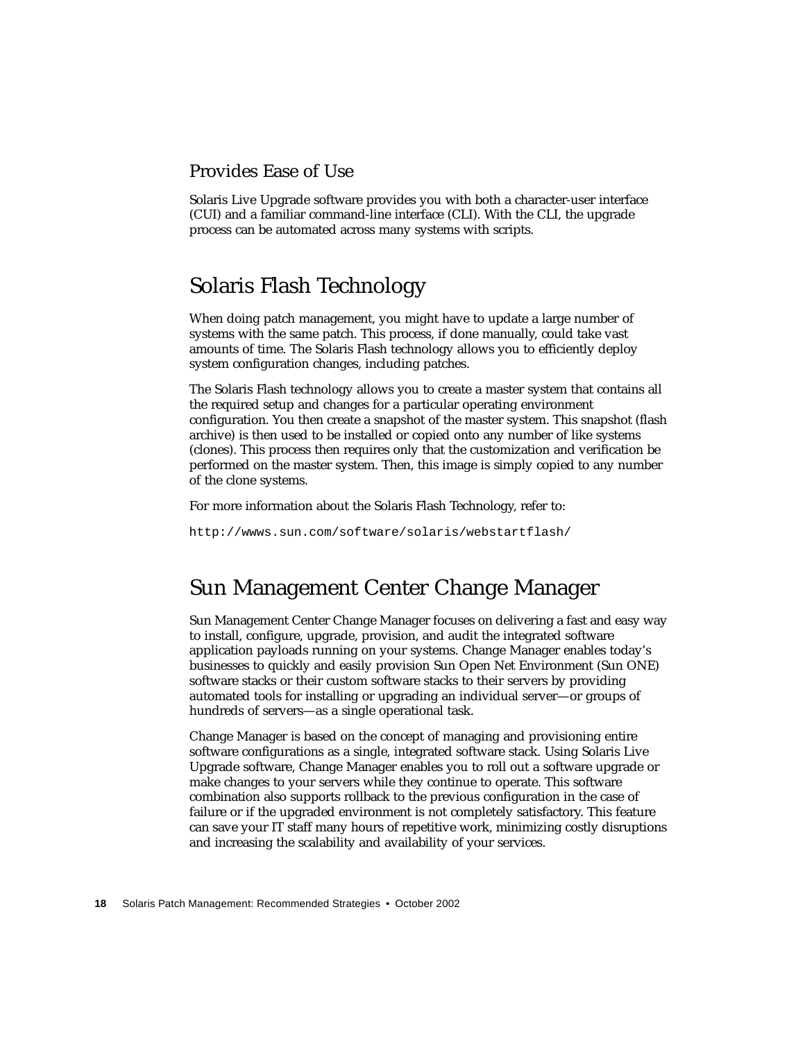### Provides Ease of Use

Solaris Live Upgrade software provides you with both a character-user interface (CUI) and a familiar command-line interface (CLI). With the CLI, the upgrade process can be automated across many systems with scripts.

## Solaris Flash Technology

When doing patch management, you might have to update a large number of systems with the same patch. This process, if done manually, could take vast amounts of time. The Solaris Flash technology allows you to efficiently deploy system configuration changes, including patches.

The Solaris Flash technology allows you to create a master system that contains all the required setup and changes for a particular operating environment configuration. You then create a snapshot of the master system. This snapshot (flash archive) is then used to be installed or copied onto any number of like systems (clones). This process then requires only that the customization and verification be performed on the master system. Then, this image is simply copied to any number of the clone systems.

For more information about the Solaris Flash Technology, refer to:

`http://wwws.sun.com/software/solaris/webstartflash/`

## Sun Management Center Change Manager

Sun Management Center Change Manager focuses on delivering a fast and easy way to install, configure, upgrade, provision, and audit the integrated software application payloads running on your systems. Change Manager enables today's businesses to quickly and easily provision Sun Open Net Environment (Sun ONE) software stacks or their custom software stacks to their servers by providing automated tools for installing or upgrading an individual server—or groups of hundreds of servers—as a single operational task.

Change Manager is based on the concept of managing and provisioning entire software configurations as a single, integrated software stack. Using Solaris Live Upgrade software, Change Manager enables you to roll out a software upgrade or make changes to your servers while they continue to operate. This software combination also supports rollback to the previous configuration in the case of failure or if the upgraded environment is not completely satisfactory. This feature can save your IT staff many hours of repetitive work, minimizing costly disruptions and increasing the scalability and availability of your services.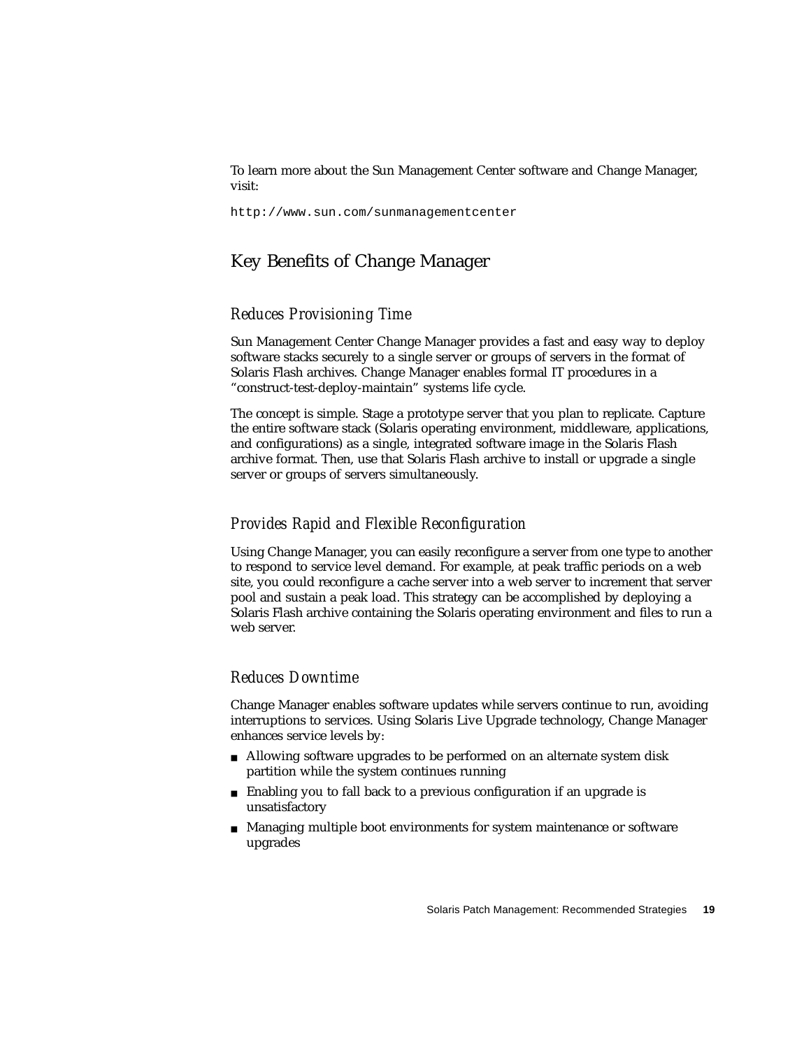To learn more about the Sun Management Center software and Change Manager, visit:

```
http://www.sun.com/sunmanagementcenter
```

## Key Benefits of Change Manager

### *Reduces Provisioning Time*

Sun Management Center Change Manager provides a fast and easy way to deploy software stacks securely to a single server or groups of servers in the format of Solaris Flash archives. Change Manager enables formal IT procedures in a "construct-test-deploy-maintain" systems life cycle.

The concept is simple. Stage a prototype server that you plan to replicate. Capture the entire software stack (Solaris operating environment, middleware, applications, and configurations) as a single, integrated software image in the Solaris Flash archive format. Then, use that Solaris Flash archive to install or upgrade a single server or groups of servers simultaneously.

### *Provides Rapid and Flexible Reconfiguration*

Using Change Manager, you can easily reconfigure a server from one type to another to respond to service level demand. For example, at peak traffic periods on a web site, you could reconfigure a cache server into a web server to increment that server pool and sustain a peak load. This strategy can be accomplished by deploying a Solaris Flash archive containing the Solaris operating environment and files to run a web server.

### *Reduces Downtime*

Change Manager enables software updates while servers continue to run, avoiding interruptions to services. Using Solaris Live Upgrade technology, Change Manager enhances service levels by:

- Allowing software upgrades to be performed on an alternate system disk partition while the system continues running
- Enabling you to fall back to a previous configuration if an upgrade is unsatisfactory
- Managing multiple boot environments for system maintenance or software upgrades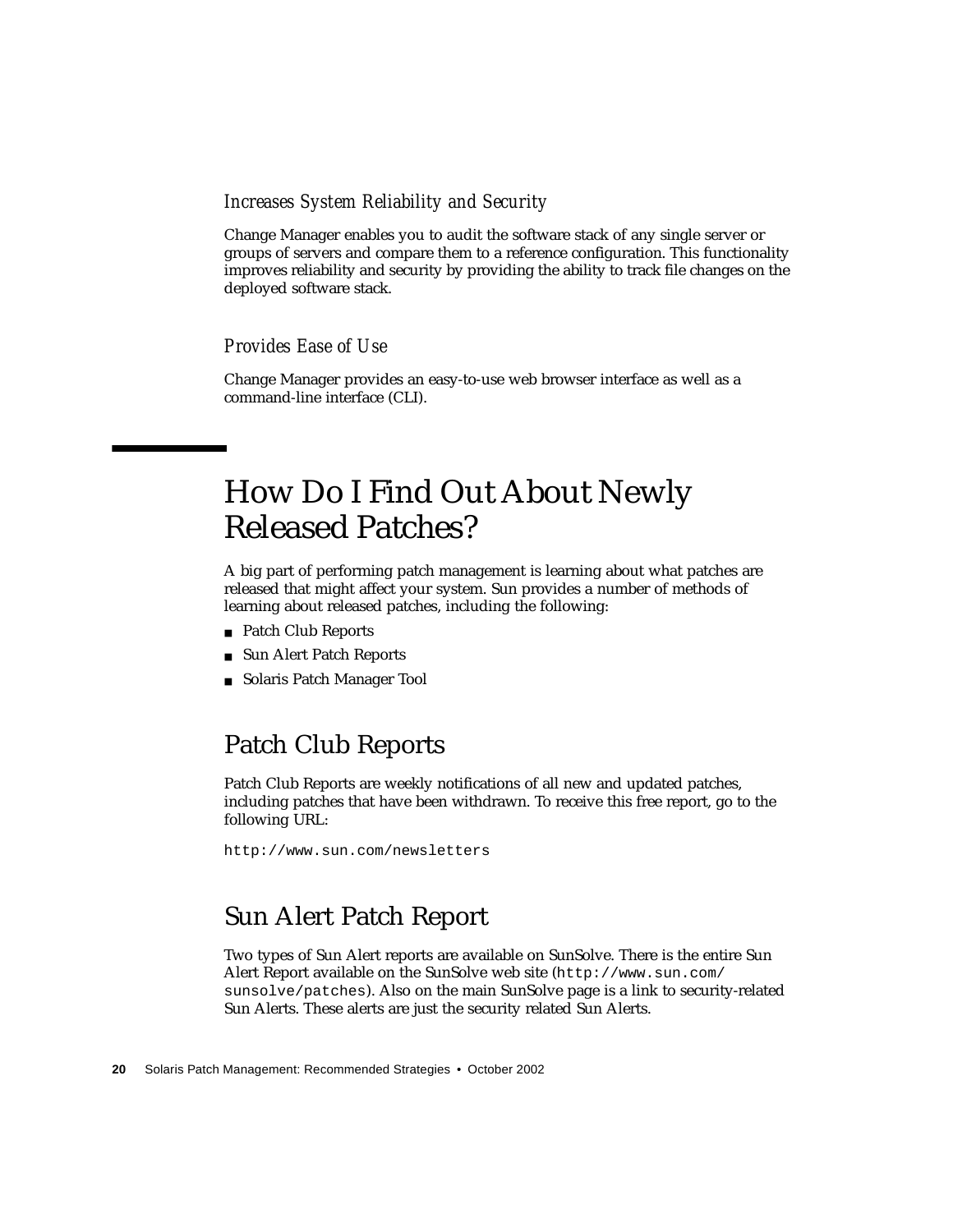### *Increases System Reliability and Security*

Change Manager enables you to audit the software stack of any single server or groups of servers and compare them to a reference configuration. This functionality improves reliability and security by providing the ability to track file changes on the deployed software stack.

### *Provides Ease of Use*

Change Manager provides an easy-to-use web browser interface as well as a command-line interface (CLI).

# How Do I Find Out About Newly Released Patches?

A big part of performing patch management is learning about what patches are released that might affect your system. Sun provides a number of methods of learning about released patches, including the following:

- Patch Club Reports
- Sun Alert Patch Reports
- Solaris Patch Manager Tool

## Patch Club Reports

Patch Club Reports are weekly notifications of all new and updated patches, including patches that have been withdrawn. To receive this free report, go to the following URL:

`http://www.sun.com/newsletters`

## Sun Alert Patch Report

Two types of Sun Alert reports are available on SunSolve. There is the entire Sun Alert Report available on the SunSolve web site (`http://www.sun.com/sunsolve/patches`). Also on the main SunSolve page is a link to security-related Sun Alerts. These alerts are just the security related Sun Alerts.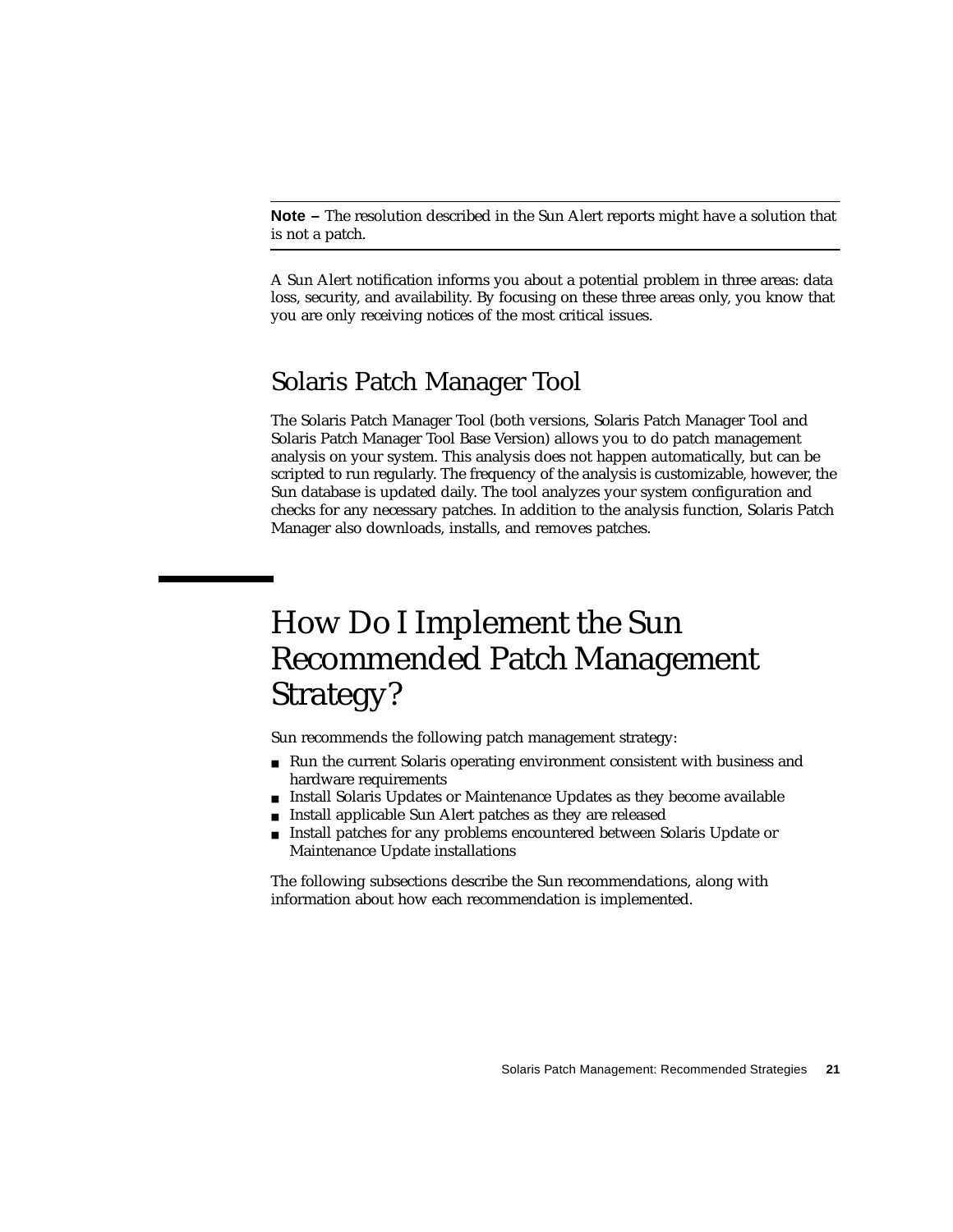---

**Note –** The resolution described in the Sun Alert reports might have a solution that is not a patch.

---

A Sun Alert notification informs you about a potential problem in three areas: data loss, security, and availability. By focusing on these three areas only, you know that you are only receiving notices of the most critical issues.

## Solaris Patch Manager Tool

The Solaris Patch Manager Tool (both versions, Solaris Patch Manager Tool and Solaris Patch Manager Tool Base Version) allows you to do patch management analysis on your system. This analysis does not happen automatically, but can be scripted to run regularly. The frequency of the analysis is customizable, however, the Sun database is updated daily. The tool analyzes your system configuration and checks for any necessary patches. In addition to the analysis function, Solaris Patch Manager also downloads, installs, and removes patches.

# How Do I Implement the Sun Recommended Patch Management Strategy?

Sun recommends the following patch management strategy:

- Run the current Solaris operating environment consistent with business and hardware requirements
- Install Solaris Updates or Maintenance Updates as they become available
- Install applicable Sun Alert patches as they are released
- Install patches for any problems encountered between Solaris Update or Maintenance Update installations

The following subsections describe the Sun recommendations, along with information about how each recommendation is implemented.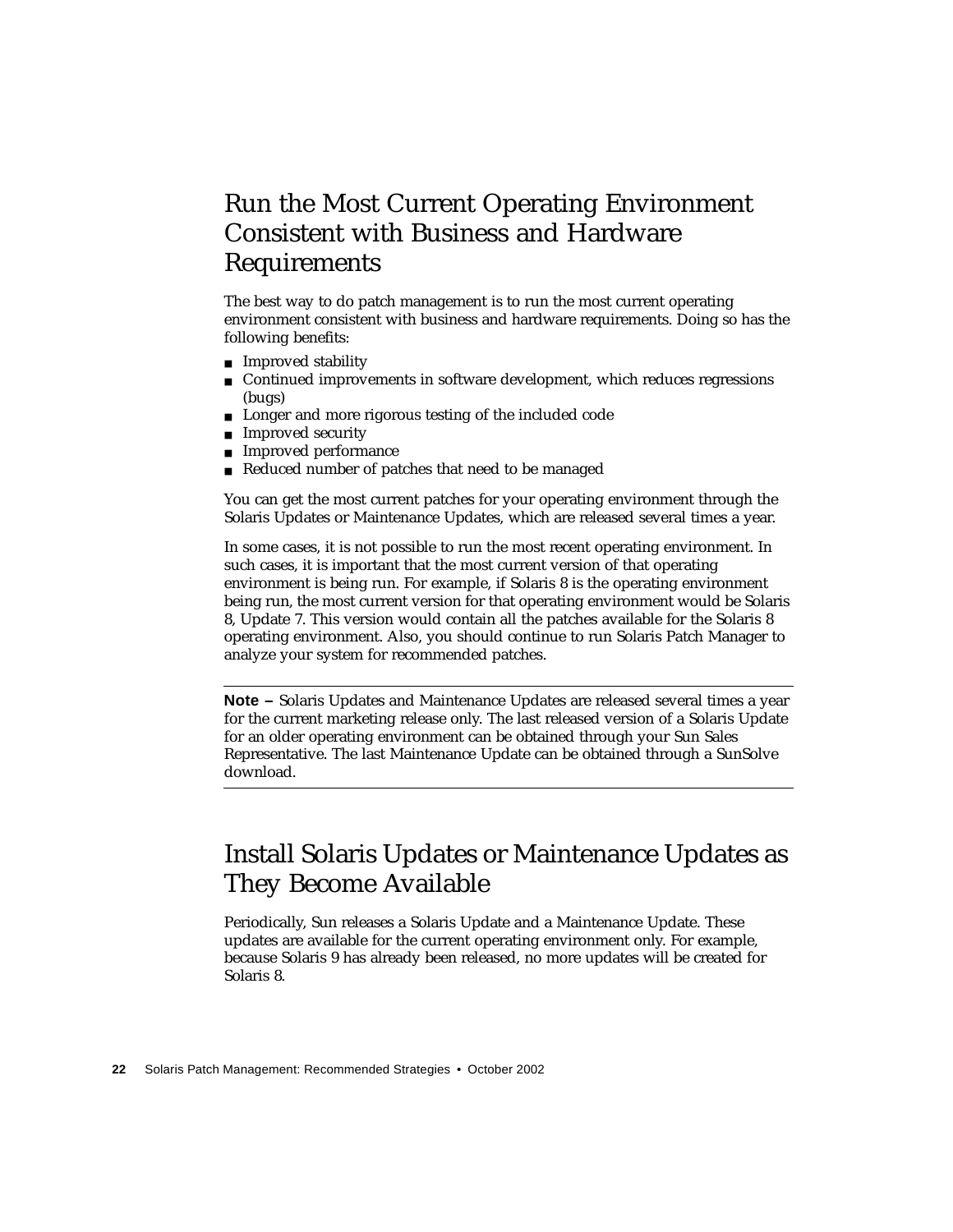## Run the Most Current Operating Environment Consistent with Business and Hardware Requirements

The best way to do patch management is to run the most current operating environment consistent with business and hardware requirements. Doing so has the following benefits:

- Improved stability
- Continued improvements in software development, which reduces regressions (bugs)
- Longer and more rigorous testing of the included code
- Improved security
- Improved performance
- Reduced number of patches that need to be managed

You can get the most current patches for your operating environment through the Solaris Updates or Maintenance Updates, which are released several times a year.

In some cases, it is not possible to run the most recent operating environment. In such cases, it is important that the most current version of that operating environment is being run. For example, if Solaris 8 is the operating environment being run, the most current version for that operating environment would be Solaris 8, Update 7. This version would contain all the patches available for the Solaris 8 operating environment. Also, you should continue to run Solaris Patch Manager to analyze your system for recommended patches.

---

**Note –** Solaris Updates and Maintenance Updates are released several times a year for the current marketing release only. The last released version of a Solaris Update for an older operating environment can be obtained through your Sun Sales Representative. The last Maintenance Update can be obtained through a SunSolve download.

---

## Install Solaris Updates or Maintenance Updates as They Become Available

Periodically, Sun releases a Solaris Update and a Maintenance Update. These updates are available for the current operating environment only. For example, because Solaris 9 has already been released, no more updates will be created for Solaris 8.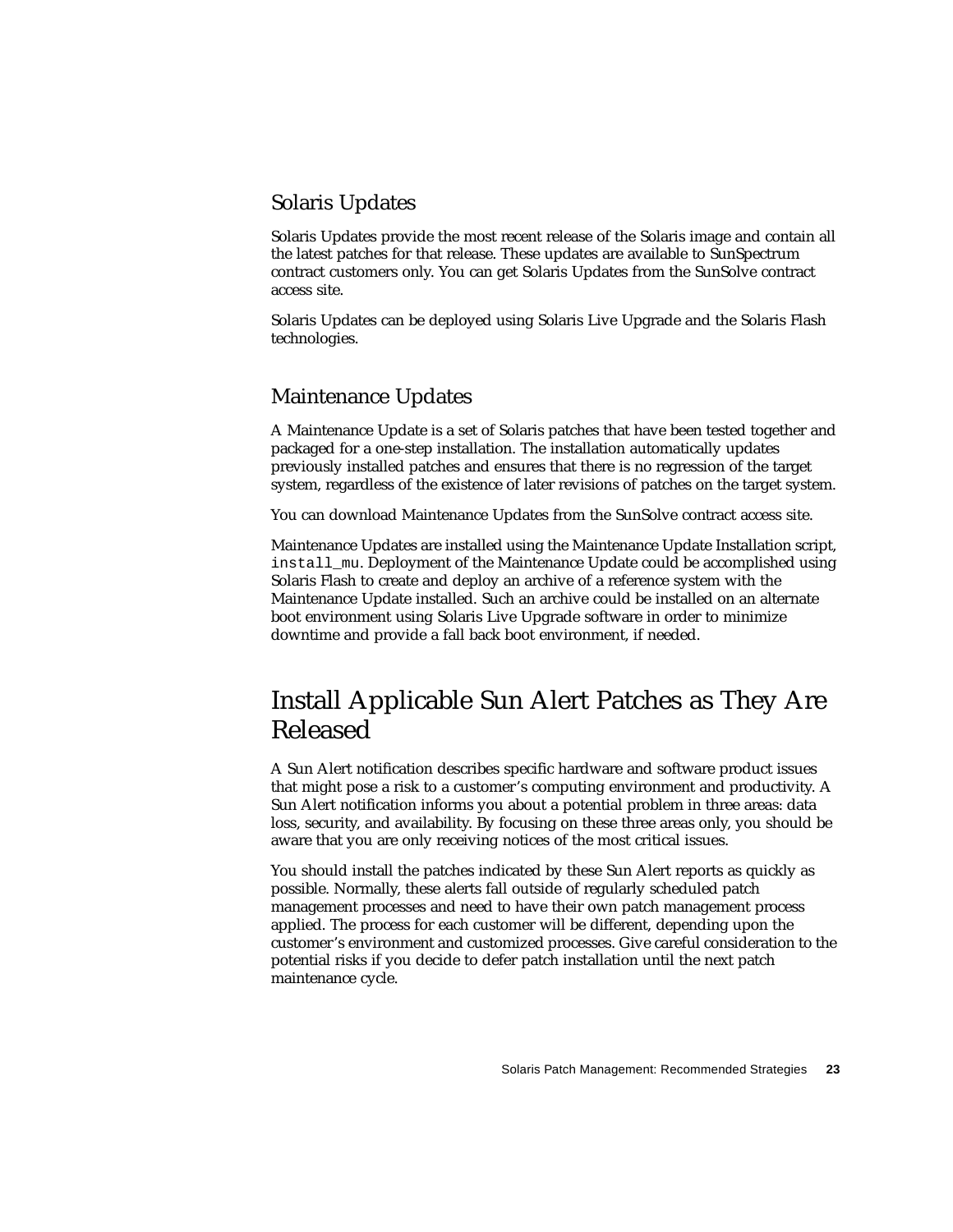### Solaris Updates

Solaris Updates provide the most recent release of the Solaris image and contain all the latest patches for that release. These updates are available to SunSpectrum contract customers only. You can get Solaris Updates from the SunSolve contract access site.

Solaris Updates can be deployed using Solaris Live Upgrade and the Solaris Flash technologies.

### Maintenance Updates

A Maintenance Update is a set of Solaris patches that have been tested together and packaged for a one-step installation. The installation automatically updates previously installed patches and ensures that there is no regression of the target system, regardless of the existence of later revisions of patches on the target system.

You can download Maintenance Updates from the SunSolve contract access site.

Maintenance Updates are installed using the Maintenance Update Installation script, `install_mu`. Deployment of the Maintenance Update could be accomplished using Solaris Flash to create and deploy an archive of a reference system with the Maintenance Update installed. Such an archive could be installed on an alternate boot environment using Solaris Live Upgrade software in order to minimize downtime and provide a fall back boot environment, if needed.

## Install Applicable Sun Alert Patches as They Are Released

A Sun Alert notification describes specific hardware and software product issues that might pose a risk to a customer's computing environment and productivity. A Sun Alert notification informs you about a potential problem in three areas: data loss, security, and availability. By focusing on these three areas only, you should be aware that you are only receiving notices of the most critical issues.

You should install the patches indicated by these Sun Alert reports as quickly as possible. Normally, these alerts fall outside of regularly scheduled patch management processes and need to have their own patch management process applied. The process for each customer will be different, depending upon the customer's environment and customized processes. Give careful consideration to the potential risks if you decide to defer patch installation until the next patch maintenance cycle.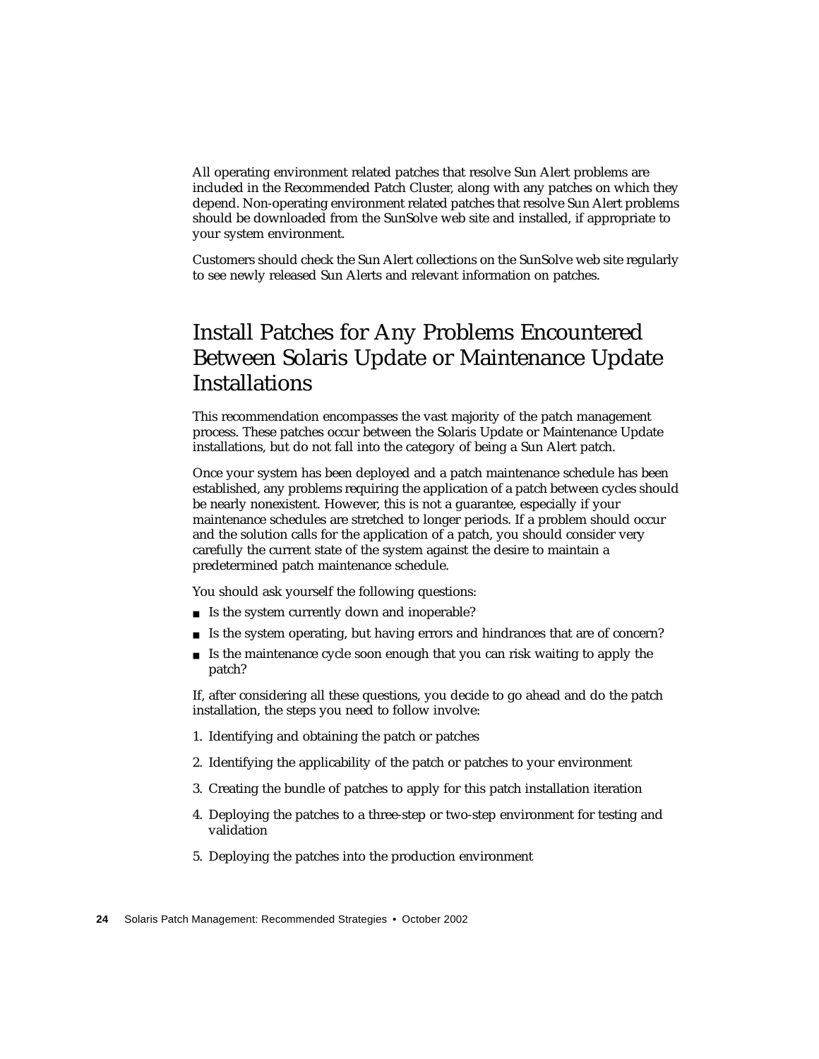All operating environment related patches that resolve Sun Alert problems are included in the Recommended Patch Cluster, along with any patches on which they depend. Non-operating environment related patches that resolve Sun Alert problems should be downloaded from the SunSolve web site and installed, if appropriate to your system environment.

Customers should check the Sun Alert collections on the SunSolve web site regularly to see newly released Sun Alerts and relevant information on patches.

## Install Patches for Any Problems Encountered Between Solaris Update or Maintenance Update Installations

This recommendation encompasses the vast majority of the patch management process. These patches occur between the Solaris Update or Maintenance Update installations, but do not fall into the category of being a Sun Alert patch.

Once your system has been deployed and a patch maintenance schedule has been established, any problems requiring the application of a patch between cycles should be nearly nonexistent. However, this is not a guarantee, especially if your maintenance schedules are stretched to longer periods. If a problem should occur and the solution calls for the application of a patch, you should consider very carefully the current state of the system against the desire to maintain a predetermined patch maintenance schedule.

You should ask yourself the following questions:

- Is the system currently down and inoperable?
- Is the system operating, but having errors and hindrances that are of concern?
- Is the maintenance cycle soon enough that you can risk waiting to apply the patch?

If, after considering all these questions, you decide to go ahead and do the patch installation, the steps you need to follow involve:

1. Identifying and obtaining the patch or patches
2. Identifying the applicability of the patch or patches to your environment
3. Creating the bundle of patches to apply for this patch installation iteration
4. Deploying the patches to a three-step or two-step environment for testing and validation
5. Deploying the patches into the production environment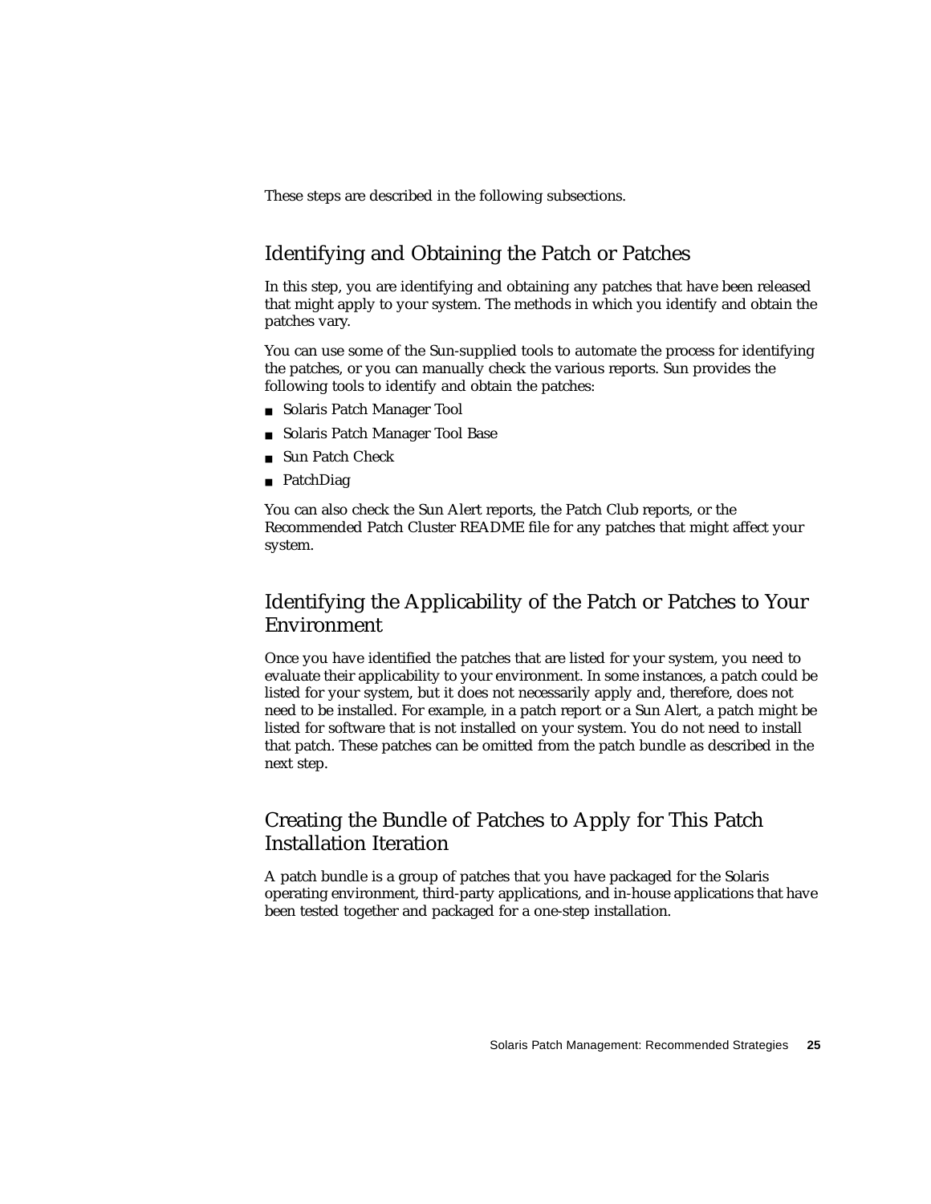These steps are described in the following subsections.

## Identifying and Obtaining the Patch or Patches

In this step, you are identifying and obtaining any patches that have been released that might apply to your system. The methods in which you identify and obtain the patches vary.

You can use some of the Sun-supplied tools to automate the process for identifying the patches, or you can manually check the various reports. Sun provides the following tools to identify and obtain the patches:

- Solaris Patch Manager Tool
- Solaris Patch Manager Tool Base
- Sun Patch Check
- PatchDiag

You can also check the Sun Alert reports, the Patch Club reports, or the Recommended Patch Cluster README file for any patches that might affect your system.

## Identifying the Applicability of the Patch or Patches to Your Environment

Once you have identified the patches that are listed for your system, you need to evaluate their applicability to your environment. In some instances, a patch could be listed for your system, but it does not necessarily apply and, therefore, does not need to be installed. For example, in a patch report or a Sun Alert, a patch might be listed for software that is not installed on your system. You do not need to install that patch. These patches can be omitted from the patch bundle as described in the next step.

## Creating the Bundle of Patches to Apply for This Patch Installation Iteration

A patch bundle is a group of patches that you have packaged for the Solaris operating environment, third-party applications, and in-house applications that have been tested together and packaged for a one-step installation.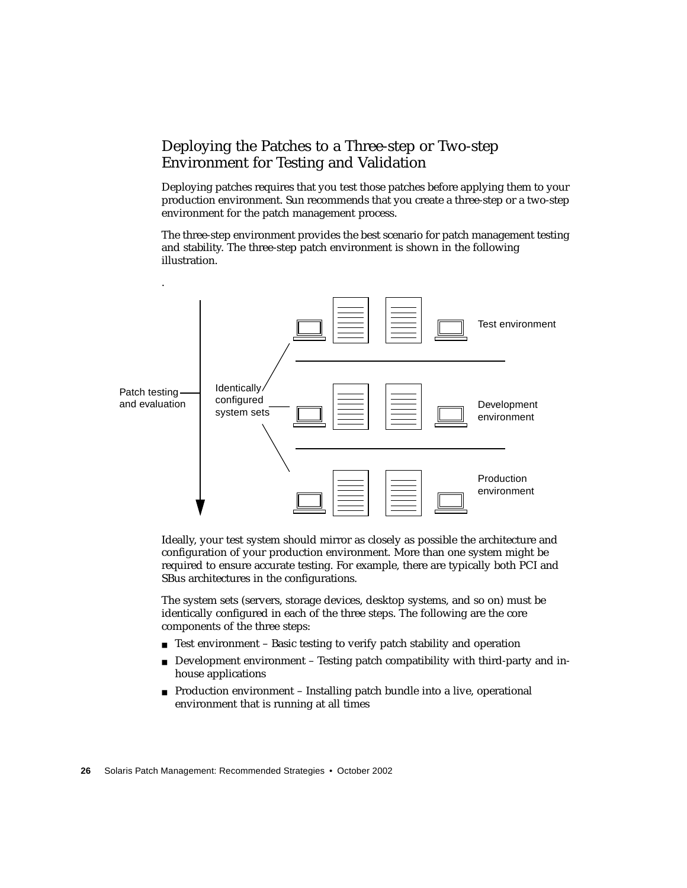## Deploying the Patches to a Three-step or Two-step Environment for Testing and Validation

Deploying patches requires that you test those patches before applying them to your production environment. Sun recommends that you create a three-step or a two-step environment for the patch management process.

The three-step environment provides the best scenario for patch management testing and stability. The three-step patch environment is shown in the following illustration.

Patch testing and evaluation

Identically configured system sets

Test environment

Development environment

Production environment

Ideally, your test system should mirror as closely as possible the architecture and configuration of your production environment. More than one system might be required to ensure accurate testing. For example, there are typically both PCI and SBus architectures in the configurations.

The system sets (servers, storage devices, desktop systems, and so on) must be identically configured in each of the three steps. The following are the core components of the three steps:

- Test environment – Basic testing to verify patch stability and operation
- Development environment – Testing patch compatibility with third-party and in-house applications
- Production environment – Installing patch bundle into a live, operational environment that is running at all times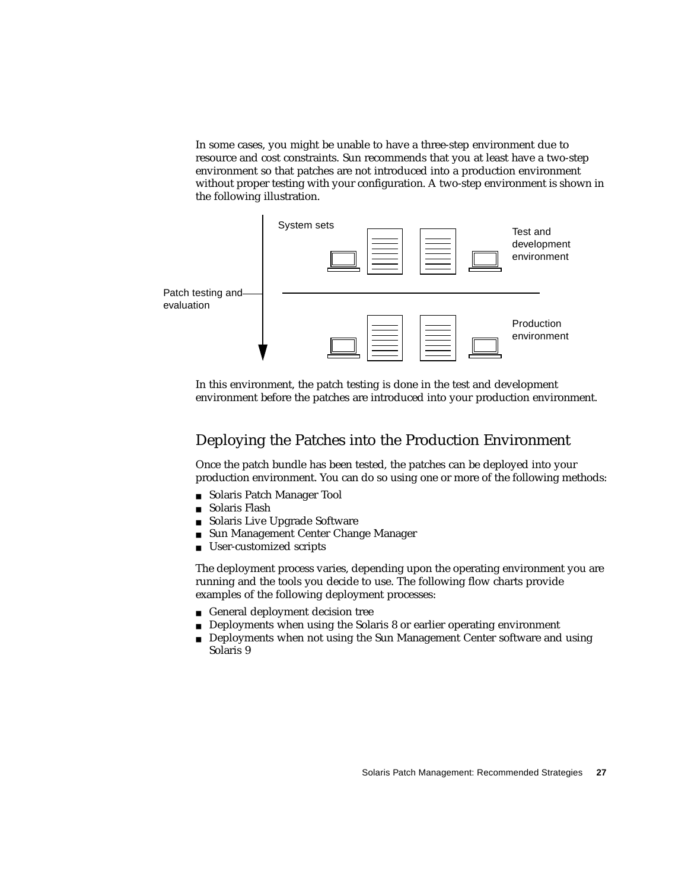In some cases, you might be unable to have a three-step environment due to resource and cost constraints. Sun recommends that you at least have a two-step environment so that patches are not introduced into a production environment without proper testing with your configuration. A two-step environment is shown in the following illustration.

In this environment, the patch testing is done in the test and development environment before the patches are introduced into your production environment.

## Deploying the Patches into the Production Environment

Once the patch bundle has been tested, the patches can be deployed into your production environment. You can do so using one or more of the following methods:

- Solaris Patch Manager Tool
- Solaris Flash
- Solaris Live Upgrade Software
- Sun Management Center Change Manager
- User-customized scripts

The deployment process varies, depending upon the operating environment you are running and the tools you decide to use. The following flow charts provide examples of the following deployment processes:

- General deployment decision tree
- Deployments when using the Solaris 8 or earlier operating environment
- Deployments when not using the Sun Management Center software and using Solaris 9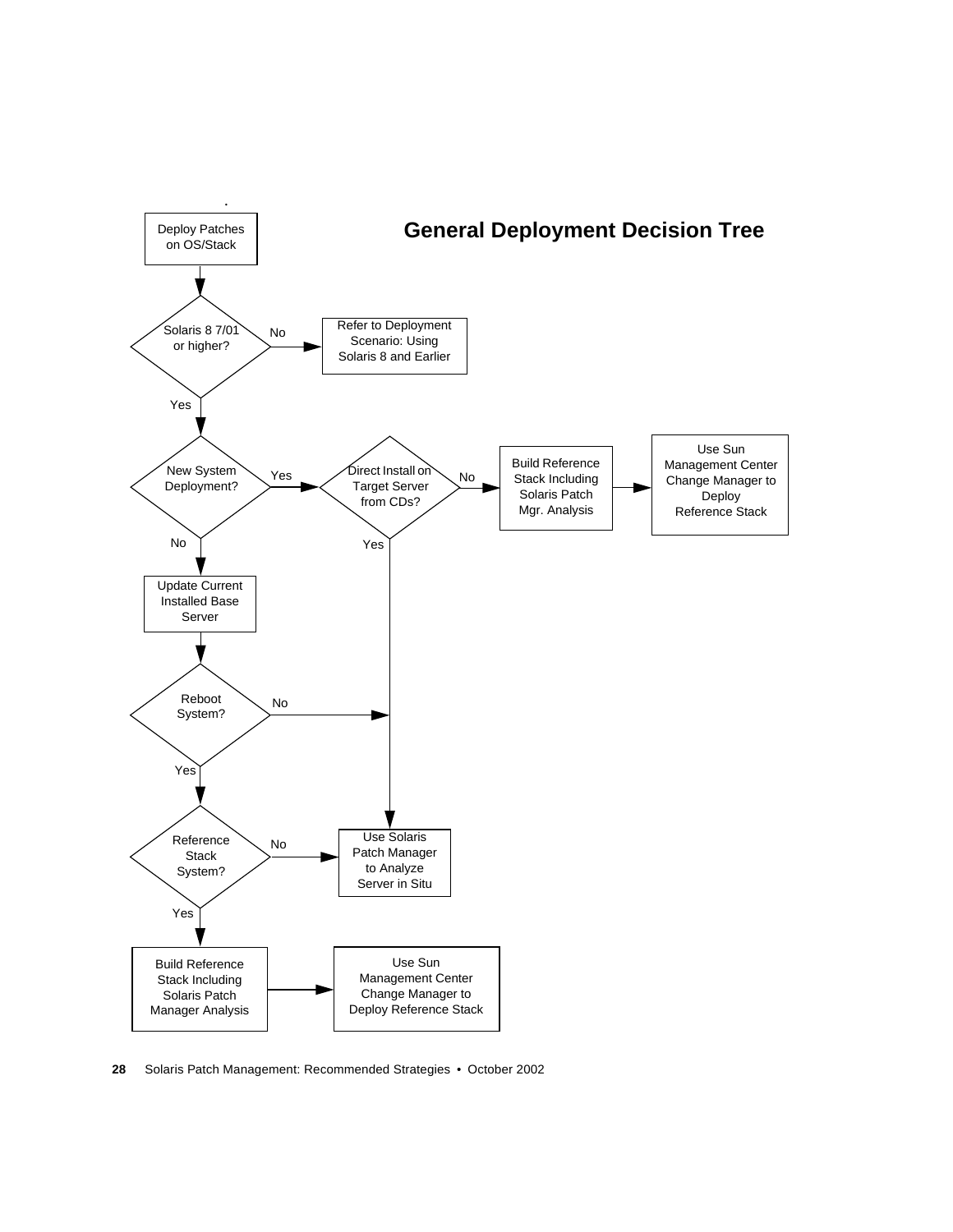## General Deployment Decision Tree

Deploy Patches on OS/Stack

Solaris 8 7/01 or higher?

No → Refer to Deployment Scenario: Using Solaris 8 and Earlier

Yes → New System Deployment?

Yes → Direct Install on Target Server from CDs?

No → Build Reference Stack Including Solaris Patch Mgr. Analysis → Use Sun Management Center Change Manager to Deploy Reference Stack

Yes → Use Solaris Patch Manager to Analyze Server in Situ

No → Update Current Installed Base Server

Reboot System?

No → Use Solaris Patch Manager to Analyze Server in Situ

Yes → Reference Stack System?

No → Use Solaris Patch Manager to Analyze Server in Situ

Yes → Build Reference Stack Including Solaris Patch Manager Analysis → Use Sun Management Center Change Manager to Deploy Reference Stack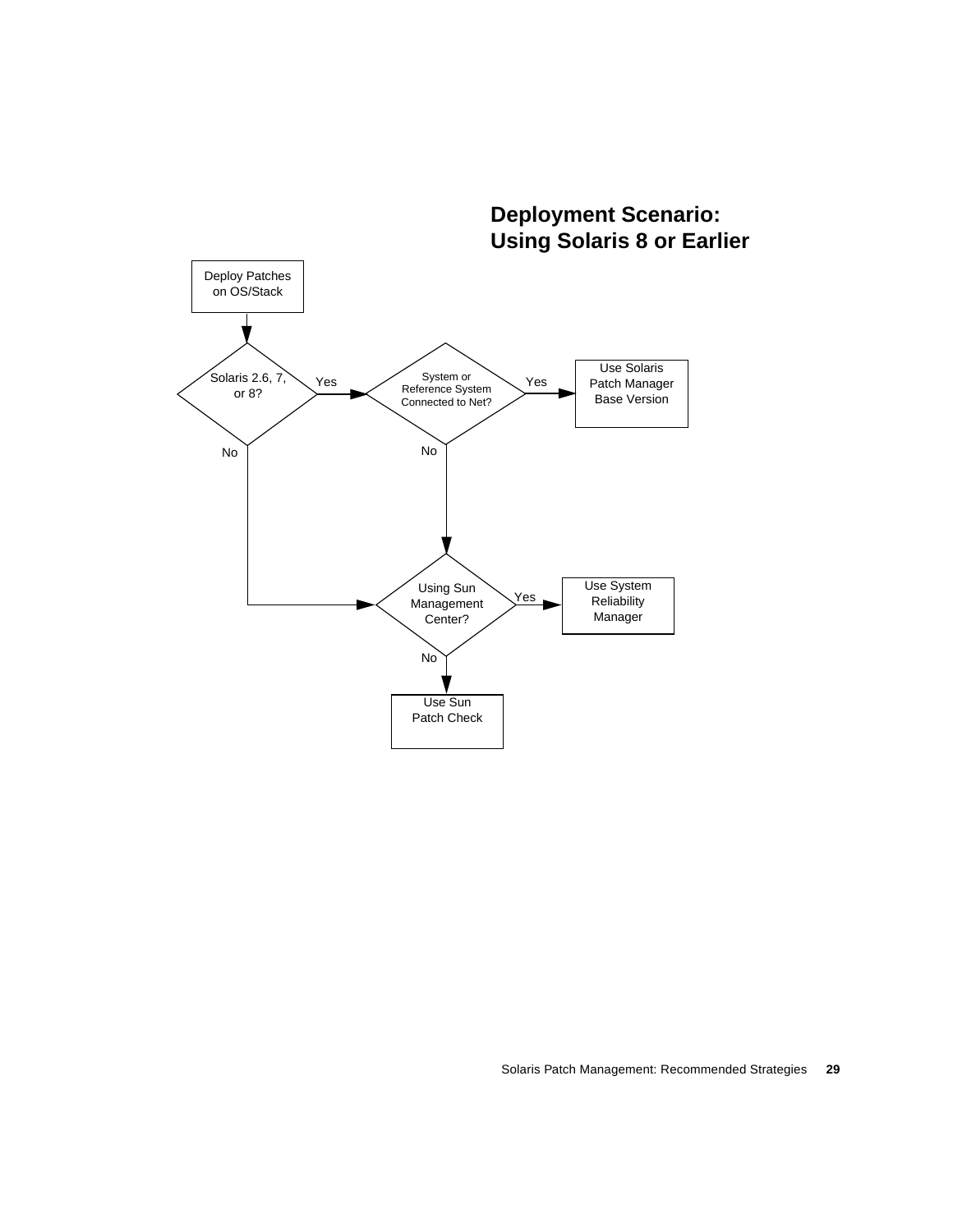## Deployment Scenario: Using Solaris 8 or Earlier

Deploy Patches on OS/Stack

Solaris 2.6, 7, or 8?

Yes

System or Reference System Connected to Net?

Yes

Use Solaris Patch Manager Base Version

No

No

Using Sun Management Center?

Yes

Use System Reliability Manager

No

Use Sun Patch Check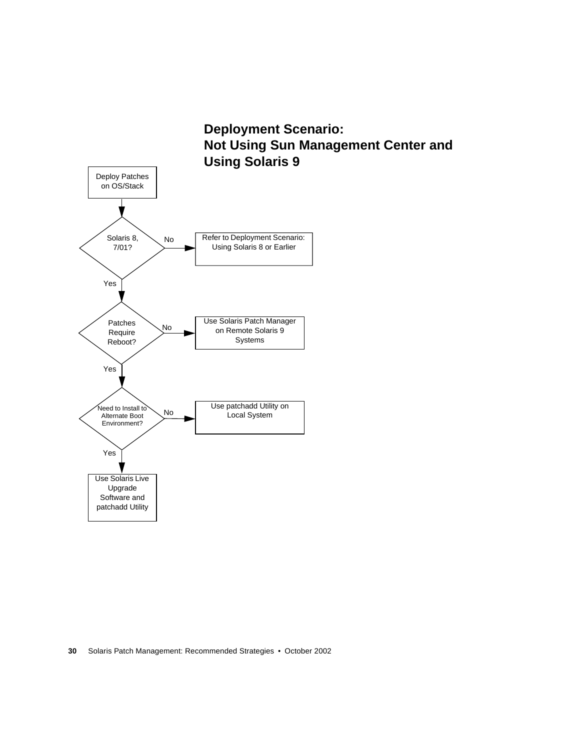## Deployment Scenario: Not Using Sun Management Center and Using Solaris 9

- Deploy Patches on OS/Stack
- Solaris 8, 7/01?
  - No → Refer to Deployment Scenario: Using Solaris 8 or Earlier
  - Yes → Patches Require Reboot?
    - No → Use Solaris Patch Manager on Remote Solaris 9 Systems
    - Yes → Need to Install to Alternate Boot Environment?
      - No → Use patchadd Utility on Local System
      - Yes → Use Solaris Live Upgrade Software and patchadd Utility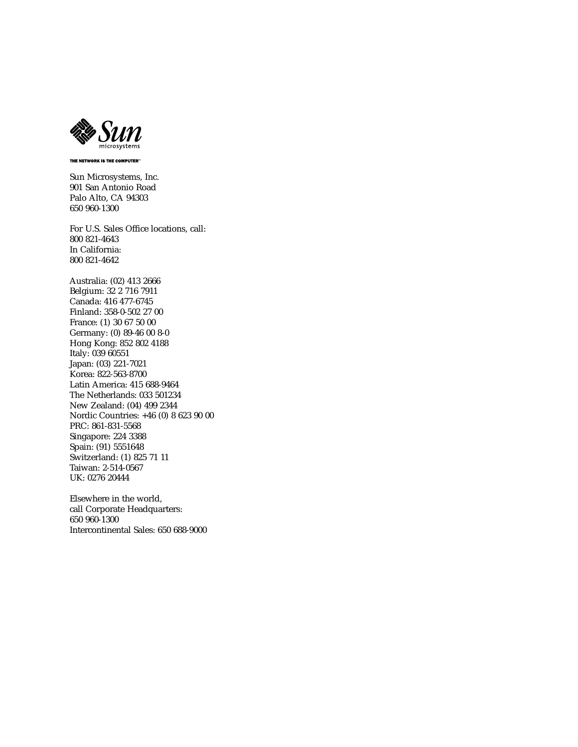Sun microsystems

THE NETWORK IS THE COMPUTER™

Sun Microsystems, Inc.
901 San Antonio Road
Palo Alto, CA 94303
650 960-1300

For U.S. Sales Office locations, call:
800 821-4643
In California:
800 821-4642

Australia: (02) 413 2666
Belgium: 32 2 716 7911
Canada: 416 477-6745
Finland: 358-0-502 27 00
France: (1) 30 67 50 00
Germany: (0) 89-46 00 8-0
Hong Kong: 852 802 4188
Italy: 039 60551
Japan: (03) 221-7021
Korea: 822-563-8700
Latin America: 415 688-9464
The Netherlands: 033 501234
New Zealand: (04) 499 2344
Nordic Countries: +46 (0) 8 623 90 00
PRC: 861-831-5568
Singapore: 224 3388
Spain: (91) 5551648
Switzerland: (1) 825 71 11
Taiwan: 2-514-0567
UK: 0276 20444

Elsewhere in the world,
call Corporate Headquarters:
650 960-1300
Intercontinental Sales: 650 688-9000